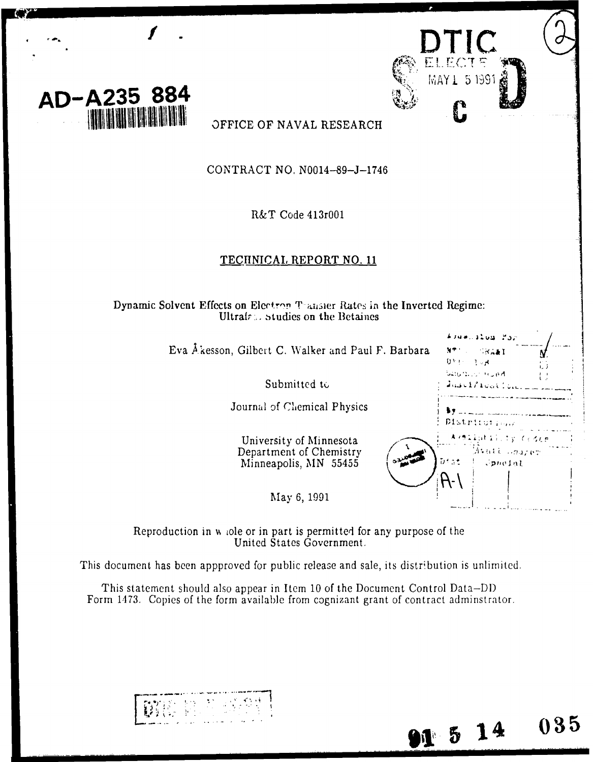AD-A235 884

DTIC ELECTE MAY 15 1991 S C D

OFFICE OF NAVAL RESEARCH

CONTRACT NO. N0014–89–J–1746

R&T Code 413r001

TECHNICAL REPORT NO. 11

Dynamic Solvent Effects on Electron Transfer Rates in the Inverted Regime: Ultrafast Studies on the Betaines

Eva Åkesson, Gilbert C. Walker and Paul F. Barbara

Submitted to

Journal of Chemical Physics

University of Minnesota
Department of Chemistry
Minneapolis, MN 55455

May 6, 1991

Reproduction in whole or in part is permitted for any purpose of the United States Government.

This document has been appproved for public release and sale, its distribution is unlimited.

This statement should also appear in Item 10 of the Document Control Data–DD Form 1473. Copies of the form available from cognizant grant of contract adminstrator.

91 5 14 035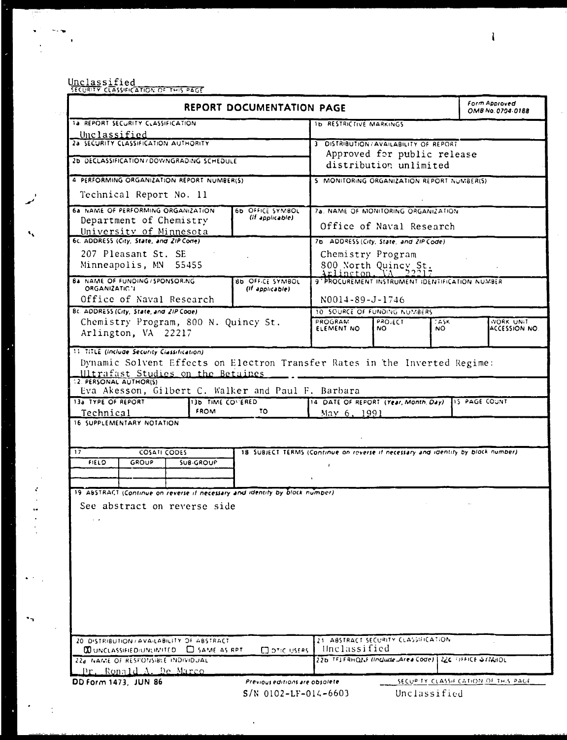Unclassified

SECURITY CLASSIFICATION OF THIS PAGE

# REPORT DOCUMENTATION PAGE

Form Approved OMB No. 0704-0188

| | |
|---|---|
| 1a REPORT SECURITY CLASSIFICATION: Unclassified | 1b RESTRICTIVE MARKINGS |
| 2a SECURITY CLASSIFICATION AUTHORITY | 3 DISTRIBUTION/AVAILABILITY OF REPORT: Approved for public release distribution unlimited |
| 2b DECLASSIFICATION/DOWNGRADING SCHEDULE | |
| 4 PERFORMING ORGANIZATION REPORT NUMBER(S): Technical Report No. 11 | 5 MONITORING ORGANIZATION REPORT NUMBER(S) |
| 6a NAME OF PERFORMING ORGANIZATION: Department of Chemistry University of Minnesota; 6b OFFICE SYMBOL (If applicable) | 7a NAME OF MONITORING ORGANIZATION: Office of Naval Research |
| 6c ADDRESS (City, State, and ZIP Code): 207 Pleasant St. SE Minneapolis, MN 55455 | 7b ADDRESS (City, State, and ZIP Code): Chemistry Program 800 North Quincy St. Arlington, VA 22217 |
| 8a NAME OF FUNDING/SPONSORING ORGANIZATION: Office of Naval Research; 8b OFFICE SYMBOL (If applicable) | 9 PROCUREMENT INSTRUMENT IDENTIFICATION NUMBER: N0014-89-J-1746 |
| 8c ADDRESS (City, State, and ZIP Code): Chemistry Program, 800 N. Quincy St. Arlington, VA 22217 | 10 SOURCE OF FUNDING NUMBERS: PROGRAM ELEMENT NO / PROJECT NO / TASK NO / WORK UNIT ACCESSION NO |

11 TITLE (Include Security Classification)

Dynamic Solvent Effects on Electron Transfer Rates in the Inverted Regime: Ultrafast Studies on the Betaines

12 PERSONAL AUTHOR(S)

Eva Akesson, Gilbert C. Walker and Paul F. Barbara

| 13a TYPE OF REPORT | 13b TIME COVERED | 14 DATE OF REPORT (Year, Month, Day) | 15 PAGE COUNT |
|---|---|---|---|
| Technical | FROM TO | May 6, 1991 | |

16 SUPPLEMENTARY NOTATION

| 17 COSATI CODES | | | 18 SUBJECT TERMS (Continue on reverse if necessary and identify by block number) |
|---|---|---|---|
| FIELD | GROUP | SUB-GROUP | |
| | | | |

19 ABSTRACT (Continue on reverse if necessary and identify by block number)

See abstract on reverse side

| | |
|---|---|
| 20 DISTRIBUTION/AVAILABILITY OF ABSTRACT: ☒ UNCLASSIFIED/UNLIMITED ☐ SAME AS RPT ☐ DTIC USERS | 21 ABSTRACT SECURITY CLASSIFICATION: Unclassified |
| 22a NAME OF RESPONSIBLE INDIVIDUAL: Dr. Ronald A. De Marco | 22b TELEPHONE (Include Area Code) / 22c OFFICE SYMBOL |

DD Form 1473, JUN 86 — Previous editions are obsolete

S/N 0102-LF-014-6603

SECURITY CLASSIFICATION OF THIS PAGE: Unclassified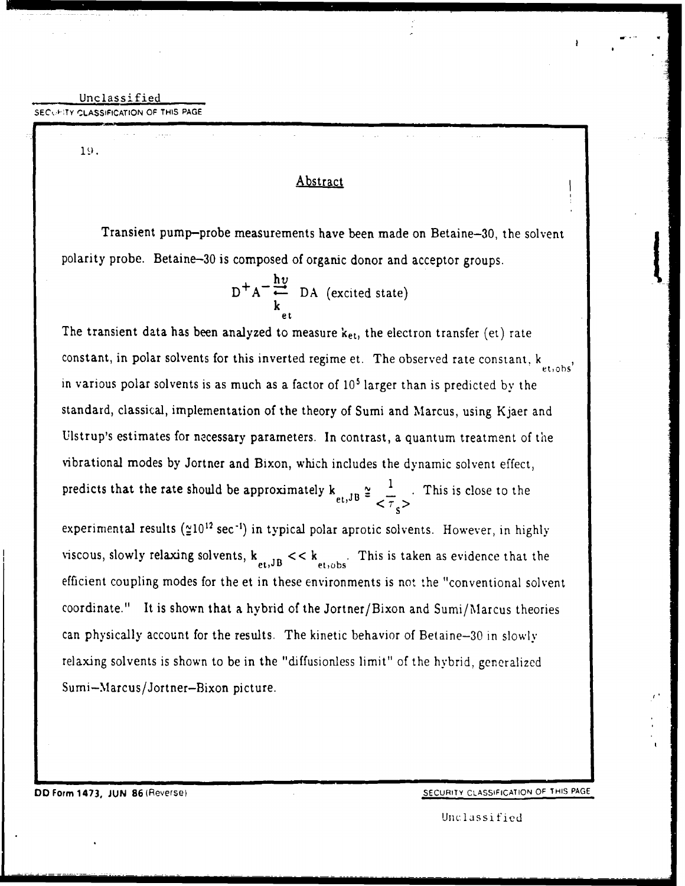Unclassified

SECURITY CLASSIFICATION OF THIS PAGE

19.

## Abstract

Transient pump–probe measurements have been made on Betaine–30, the solvent polarity probe. Betaine–30 is composed of organic donor and acceptor groups.

$$D^{+}A^{-} \underset{k_{et}}{\overset{h\nu}{\rightleftarrows}} DA \text{ (excited state)}$$

The transient data has been analyzed to measure $k_{et}$, the electron transfer (et) rate constant, in polar solvents for this inverted regime et. The observed rate constant, $k_{et,obs}$, in various polar solvents is as much as a factor of $10^5$ larger than is predicted by the standard, classical, implementation of the theory of Sumi and Marcus, using Kjaer and Ulstrup's estimates for necessary parameters. In contrast, a quantum treatment of the vibrational modes by Jortner and Bixon, which includes the dynamic solvent effect, predicts that the rate should be approximately $k_{et,JB} \cong \frac{1}{<\tau_s>}$. This is close to the experimental results ($\gtrsim 10^{12}$ sec$^{-1}$) in typical polar aprotic solvents. However, in highly viscous, slowly relaxing solvents, $k_{et,JB} << k_{et,obs}$. This is taken as evidence that the efficient coupling modes for the et in these environments is not the "conventional solvent coordinate." It is shown that a hybrid of the Jortner/Bixon and Sumi/Marcus theories can physically account for the results. The kinetic behavior of Betaine–30 in slowly relaxing solvents is shown to be in the "diffusionless limit" of the hybrid, generalized Sumi–Marcus/Jortner–Bixon picture.

DD Form 1473, JUN 86 (Reverse)

SECURITY CLASSIFICATION OF THIS PAGE

Unclassified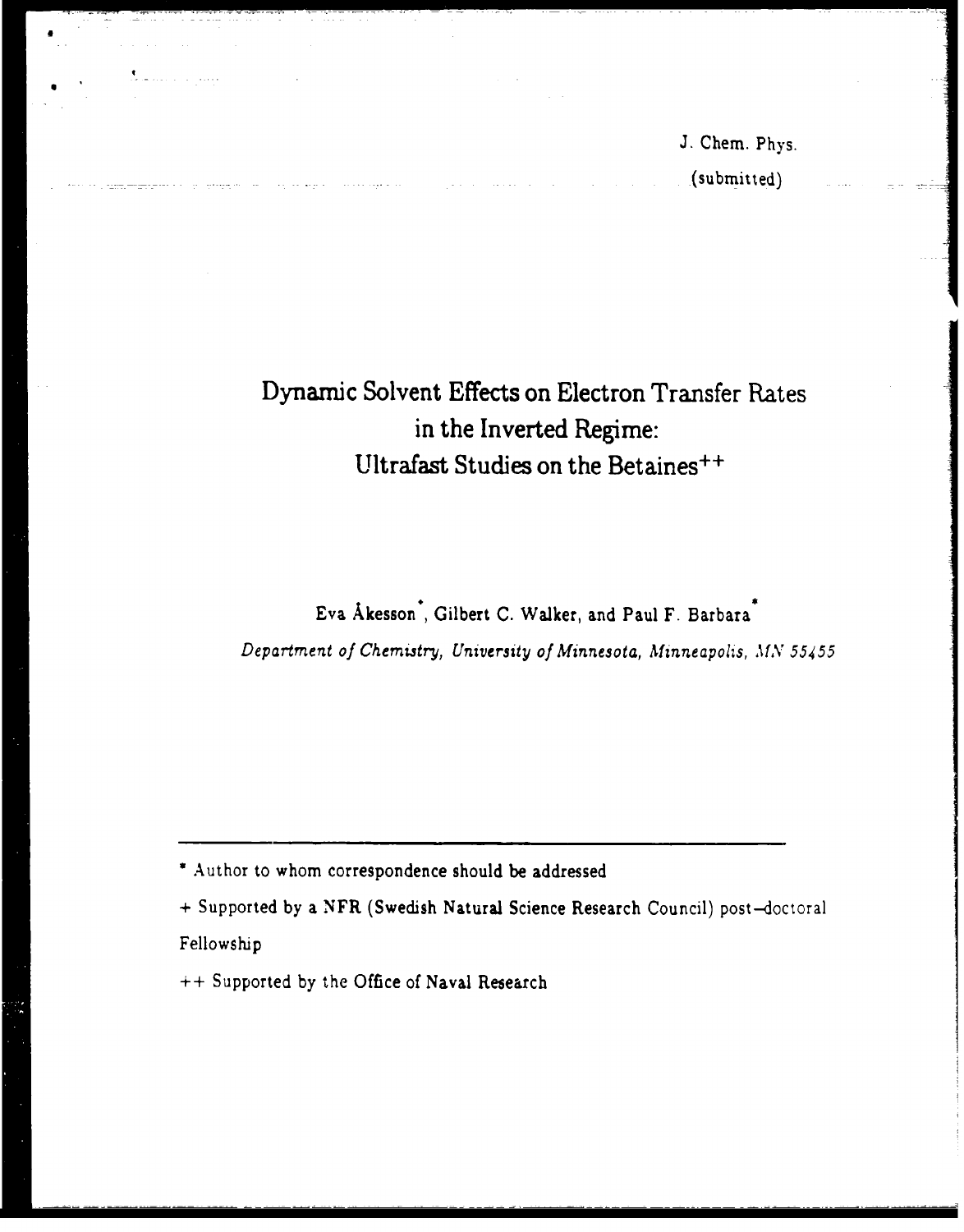J. Chem. Phys.

(submitted)

# Dynamic Solvent Effects on Electron Transfer Rates in the Inverted Regime: Ultrafast Studies on the Betaines[++]

Eva Åkesson[*], Gilbert C. Walker, and Paul F. Barbara[*]

*Department of Chemistry, University of Minnesota, Minneapolis, MN 55455*

---

[*] Author to whom correspondence should be addressed

[+] Supported by a NFR (Swedish Natural Science Research Council) post–doctoral Fellowship

[++] Supported by the Office of Naval Research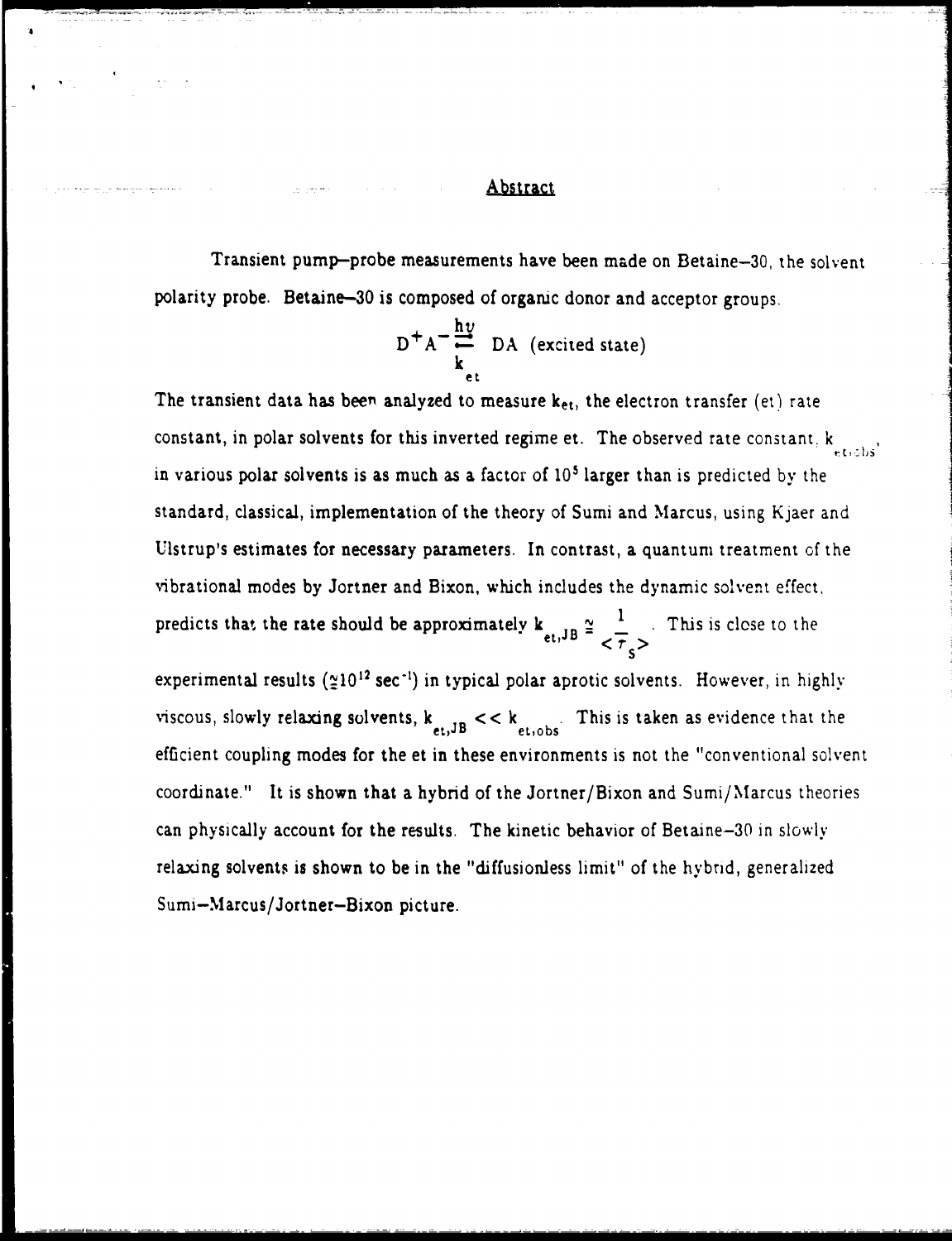## Abstract

Transient pump–probe measurements have been made on Betaine–30, the solvent polarity probe. Betaine–30 is composed of organic donor and acceptor groups.

$$D^{+}A^{-} \underset{k_{et}}{\overset{h\nu}{\rightleftharpoons}} DA \text{ (excited state)}$$

The transient data has been analyzed to measure $k_{et}$, the electron transfer (et) rate constant, in polar solvents for this inverted regime et. The observed rate constant, $k_{et,obs}$, in various polar solvents is as much as a factor of $10^5$ larger than is predicted by the standard, classical, implementation of the theory of Sumi and Marcus, using Kjaer and Ulstrup's estimates for necessary parameters. In contrast, a quantum treatment of the vibrational modes by Jortner and Bixon, which includes the dynamic solvent effect, predicts that the rate should be approximately $k_{et,JB} \cong \frac{1}{<\tau_s>}$. This is close to the experimental results ($\cong 10^{12}$ sec$^{-1}$) in typical polar aprotic solvents. However, in highly viscous, slowly relaxing solvents, $k_{et,JB} << k_{et,obs}$. This is taken as evidence that the efficient coupling modes for the et in these environments is not the "conventional solvent coordinate." It is shown that a hybrid of the Jortner/Bixon and Sumi/Marcus theories can physically account for the results. The kinetic behavior of Betaine–30 in slowly relaxing solvents is shown to be in the "diffusionless limit" of the hybrid, generalized Sumi–Marcus/Jortner–Bixon picture.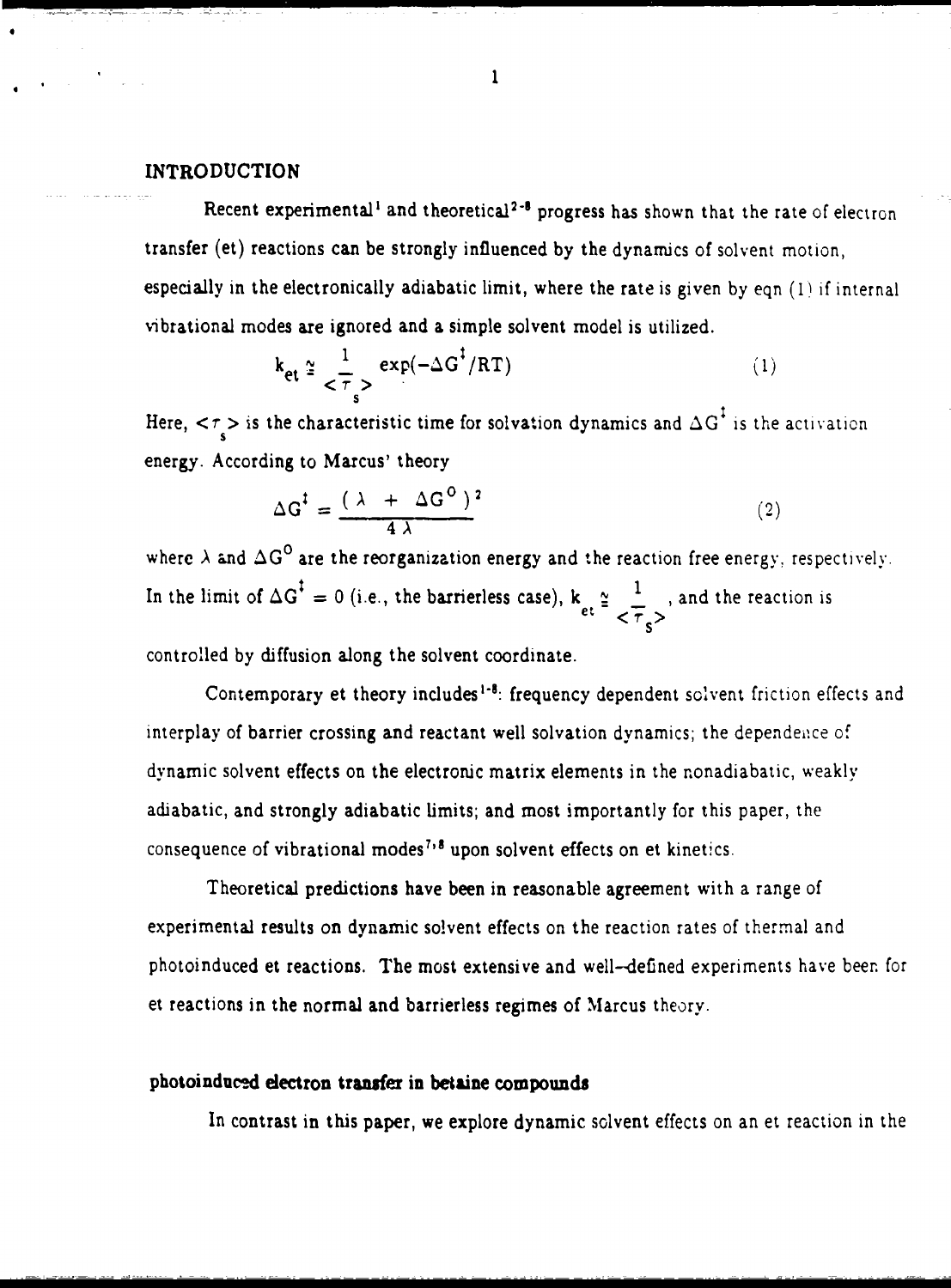## INTRODUCTION

Recent experimental[1] and theoretical[2-8] progress has shown that the rate of electron transfer (et) reactions can be strongly influenced by the dynamics of solvent motion, especially in the electronically adiabatic limit, where the rate is given by eqn (1) if internal vibrational modes are ignored and a simple solvent model is utilized.

$$k_{et} \cong \frac{1}{\langle \tau_s \rangle} \exp(-\Delta G^{\ddagger}/RT) \tag{1}$$

Here, $\langle \tau_s \rangle$ is the characteristic time for solvation dynamics and $\Delta G^{\ddagger}$ is the activation energy. According to Marcus' theory

$$\Delta G^{\ddagger} = \frac{(\lambda + \Delta G^{o})^2}{4\lambda} \tag{2}$$

where $\lambda$ and $\Delta G^{o}$ are the reorganization energy and the reaction free energy, respectively. In the limit of $\Delta G^{\ddagger} = 0$ (i.e., the barrierless case), $k_{et} \cong \frac{1}{\langle \tau_s \rangle}$, and the reaction is controlled by diffusion along the solvent coordinate.

Contemporary et theory includes[1-8]: frequency dependent solvent friction effects and interplay of barrier crossing and reactant well solvation dynamics; the dependence of dynamic solvent effects on the electronic matrix elements in the nonadiabatic, weakly adiabatic, and strongly adiabatic limits; and most importantly for this paper, the consequence of vibrational modes[7,8] upon solvent effects on et kinetics.

Theoretical predictions have been in reasonable agreement with a range of experimental results on dynamic solvent effects on the reaction rates of thermal and photoinduced et reactions. The most extensive and well-defined experiments have been for et reactions in the normal and barrierless regimes of Marcus theory.

### photoinduced electron transfer in betaine compounds

In contrast in this paper, we explore dynamic solvent effects on an et reaction in the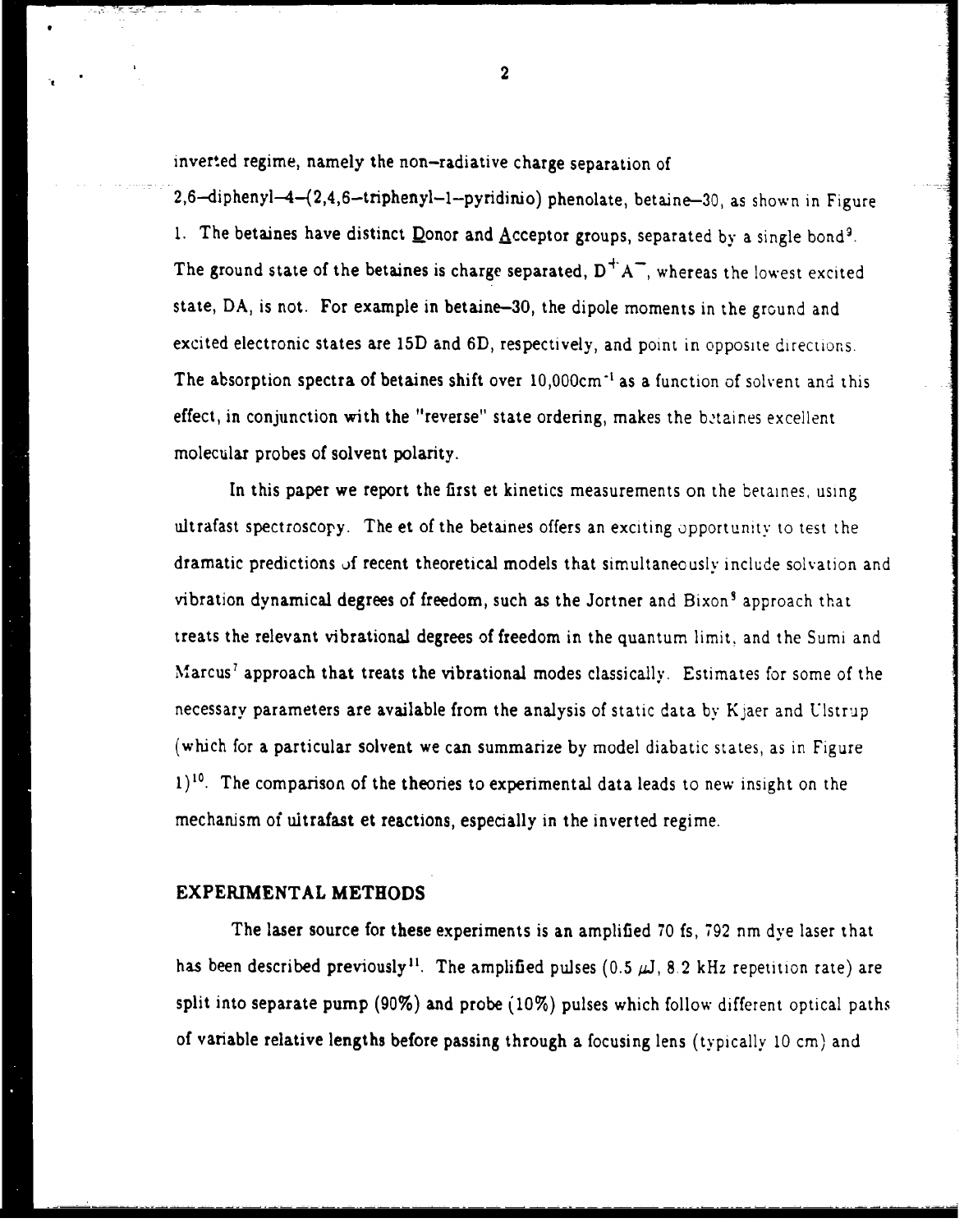inverted regime, namely the non–radiative charge separation of 2,6–diphenyl–4–(2,4,6–triphenyl–1–pyridinio) phenolate, betaine–30, as shown in Figure 1. The betaines have distinct Donor and Acceptor groups, separated by a single bond[9]. The ground state of the betaines is charge separated, $D^{+}A^{-}$, whereas the lowest excited state, DA, is not. For example in betaine–30, the dipole moments in the ground and excited electronic states are 15D and 6D, respectively, and point in opposite directions. The absorption spectra of betaines shift over 10,000cm$^{-1}$ as a function of solvent and this effect, in conjunction with the "reverse" state ordering, makes the betaines excellent molecular probes of solvent polarity.

In this paper we report the first et kinetics measurements on the betaines, using ultrafast spectroscopy. The et of the betaines offers an exciting opportunity to test the dramatic predictions of recent theoretical models that simultaneously include solvation and vibration dynamical degrees of freedom, such as the Jortner and Bixon[5] approach that treats the relevant vibrational degrees of freedom in the quantum limit, and the Sumi and Marcus[7] approach that treats the vibrational modes classically. Estimates for some of the necessary parameters are available from the analysis of static data by Kjaer and Ulstrup (which for a particular solvent we can summarize by model diabatic states, as in Figure 1)[10]. The comparison of the theories to experimental data leads to new insight on the mechanism of ultrafast et reactions, especially in the inverted regime.

## EXPERIMENTAL METHODS

The laser source for these experiments is an amplified 70 fs, 792 nm dye laser that has been described previously[11]. The amplified pulses (0.5 μJ, 8.2 kHz repetition rate) are split into separate pump (90%) and probe (10%) pulses which follow different optical paths of variable relative lengths before passing through a focusing lens (typically 10 cm) and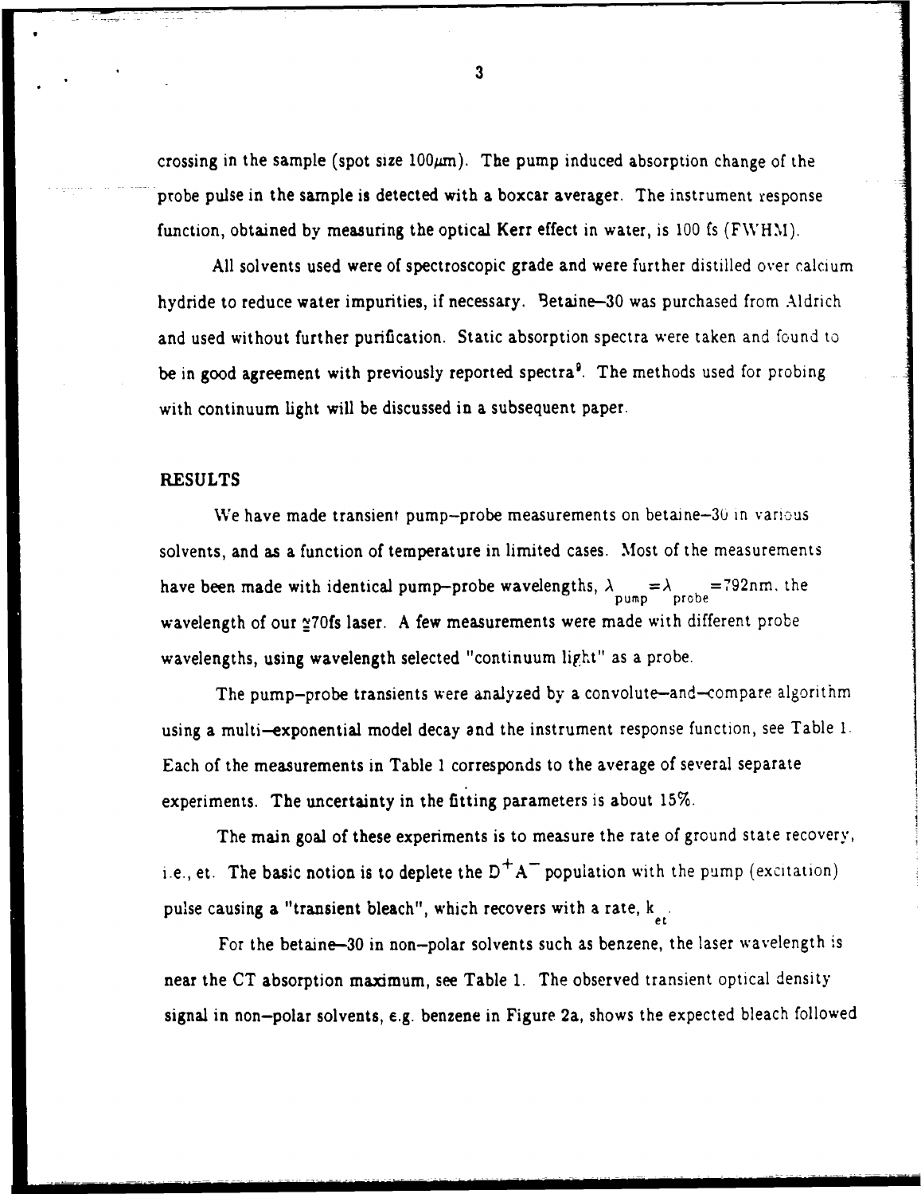crossing in the sample (spot size $100\mu m$). The pump induced absorption change of the probe pulse in the sample is detected with a boxcar averager. The instrument response function, obtained by measuring the optical Kerr effect in water, is 100 fs (FWHM).

All solvents used were of spectroscopic grade and were further distilled over calcium hydride to reduce water impurities, if necessary. Betaine–30 was purchased from Aldrich and used without further purification. Static absorption spectra were taken and found to be in good agreement with previously reported spectra[9]. The methods used for probing with continuum light will be discussed in a subsequent paper.

## RESULTS

We have made transient pump–probe measurements on betaine–30 in various solvents, and as a function of temperature in limited cases. Most of the measurements have been made with identical pump–probe wavelengths, $\lambda_{pump} = \lambda_{probe} = 792$nm, the wavelength of our $\gtrsim$70fs laser. A few measurements were made with different probe wavelengths, using wavelength selected "continuum light" as a probe.

The pump–probe transients were analyzed by a convolute–and–compare algorithm using a multi–exponential model decay and the instrument response function, see Table 1. Each of the measurements in Table 1 corresponds to the average of several separate experiments. The uncertainty in the fitting parameters is about 15%.

The main goal of these experiments is to measure the rate of ground state recovery, i.e., et. The basic notion is to deplete the $D^+A^-$ population with the pump (excitation) pulse causing a "transient bleach", which recovers with a rate, $k_{et}$.

For the betaine–30 in non–polar solvents such as benzene, the laser wavelength is near the CT absorption maximum, see Table 1. The observed transient optical density signal in non–polar solvents, e.g. benzene in Figure 2a, shows the expected bleach followed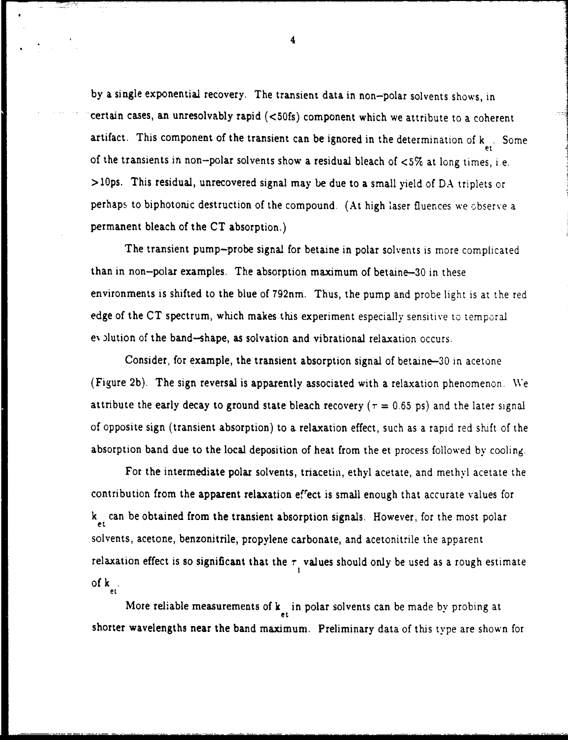by a single exponential recovery. The transient data in non–polar solvents shows, in certain cases, an unresolvably rapid (<50fs) component which we attribute to a coherent artifact. This component of the transient can be ignored in the determination of $k_{et}$. Some of the transients in non–polar solvents show a residual bleach of <5% at long times, i.e. >10ps. This residual, unrecovered signal may be due to a small yield of DA triplets or perhaps to biphotonic destruction of the compound. (At high laser fluences we observe a permanent bleach of the CT absorption.)

The transient pump–probe signal for betaine in polar solvents is more complicated than in non–polar examples. The absorption maximum of betaine–30 in these environments is shifted to the blue of 792nm. Thus, the pump and probe light is at the red edge of the CT spectrum, which makes this experiment especially sensitive to temporal evolution of the band–shape, as solvation and vibrational relaxation occurs.

Consider, for example, the transient absorption signal of betaine–30 in acetone (Figure 2b). The sign reversal is apparently associated with a relaxation phenomenon. We attribute the early decay to ground state bleach recovery ($\tau = 0.65$ ps) and the later signal of opposite sign (transient absorption) to a relaxation effect, such as a rapid red shift of the absorption band due to the local deposition of heat from the et process followed by cooling.

For the intermediate polar solvents, triacetin, ethyl acetate, and methyl acetate the contribution from the apparent relaxation effect is small enough that accurate values for $k_{et}$ can be obtained from the transient absorption signals. However, for the most polar solvents, acetone, benzonitrile, propylene carbonate, and acetonitrile the apparent relaxation effect is so significant that the $\tau_1$ values should only be used as a rough estimate of $k_{et}$.

More reliable measurements of $k_{et}$ in polar solvents can be made by probing at shorter wavelengths near the band maximum. Preliminary data of this type are shown for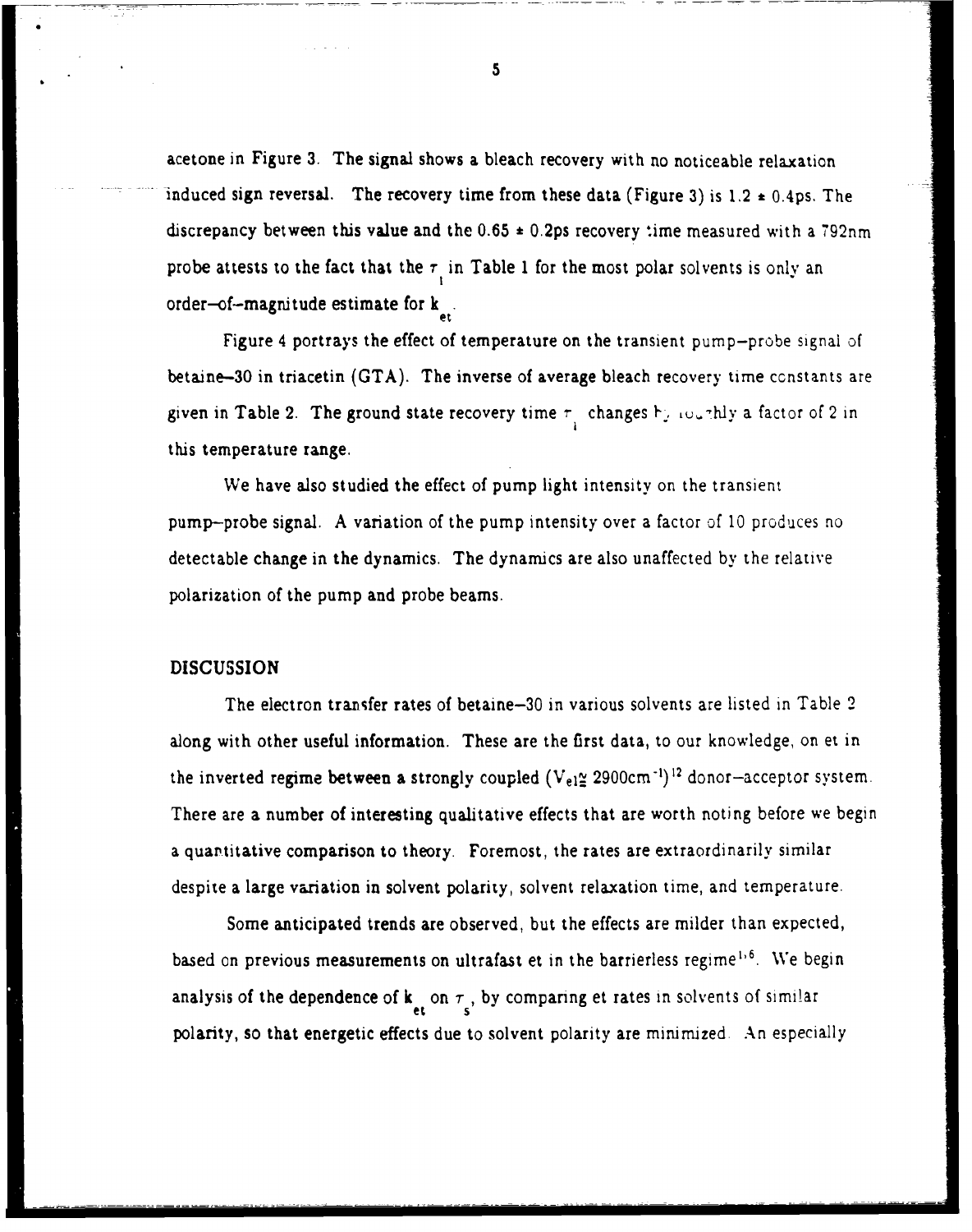acetone in Figure 3. The signal shows a bleach recovery with no noticeable relaxation induced sign reversal. The recovery time from these data (Figure 3) is $1.2 \pm 0.4$ps. The discrepancy between this value and the $0.65 \pm 0.2$ps recovery time measured with a 792nm probe attests to the fact that the $\tau_1$ in Table 1 for the most polar solvents is only an order–of–magnitude estimate for $k_{et}$.

Figure 4 portrays the effect of temperature on the transient pump–probe signal of betaine–30 in triacetin (GTA). The inverse of average bleach recovery time constants are given in Table 2. The ground state recovery time $\tau_1$ changes by roughly a factor of 2 in this temperature range.

We have also studied the effect of pump light intensity on the transient pump–probe signal. A variation of the pump intensity over a factor of 10 produces no detectable change in the dynamics. The dynamics are also unaffected by the relative polarization of the pump and probe beams.

## DISCUSSION

The electron transfer rates of betaine–30 in various solvents are listed in Table 2 along with other useful information. These are the first data, to our knowledge, on et in the inverted regime between a strongly coupled ($V_{el} \cong 2900\text{cm}^{-1}$)[12] donor–acceptor system. There are a number of interesting qualitative effects that are worth noting before we begin a quantitative comparison to theory. Foremost, the rates are extraordinarily similar despite a large variation in solvent polarity, solvent relaxation time, and temperature.

Some anticipated trends are observed, but the effects are milder than expected, based on previous measurements on ultrafast et in the barrierless regime[1,6]. We begin analysis of the dependence of $k_{et}$ on $\tau_s$, by comparing et rates in solvents of similar polarity, so that energetic effects due to solvent polarity are minimized. An especially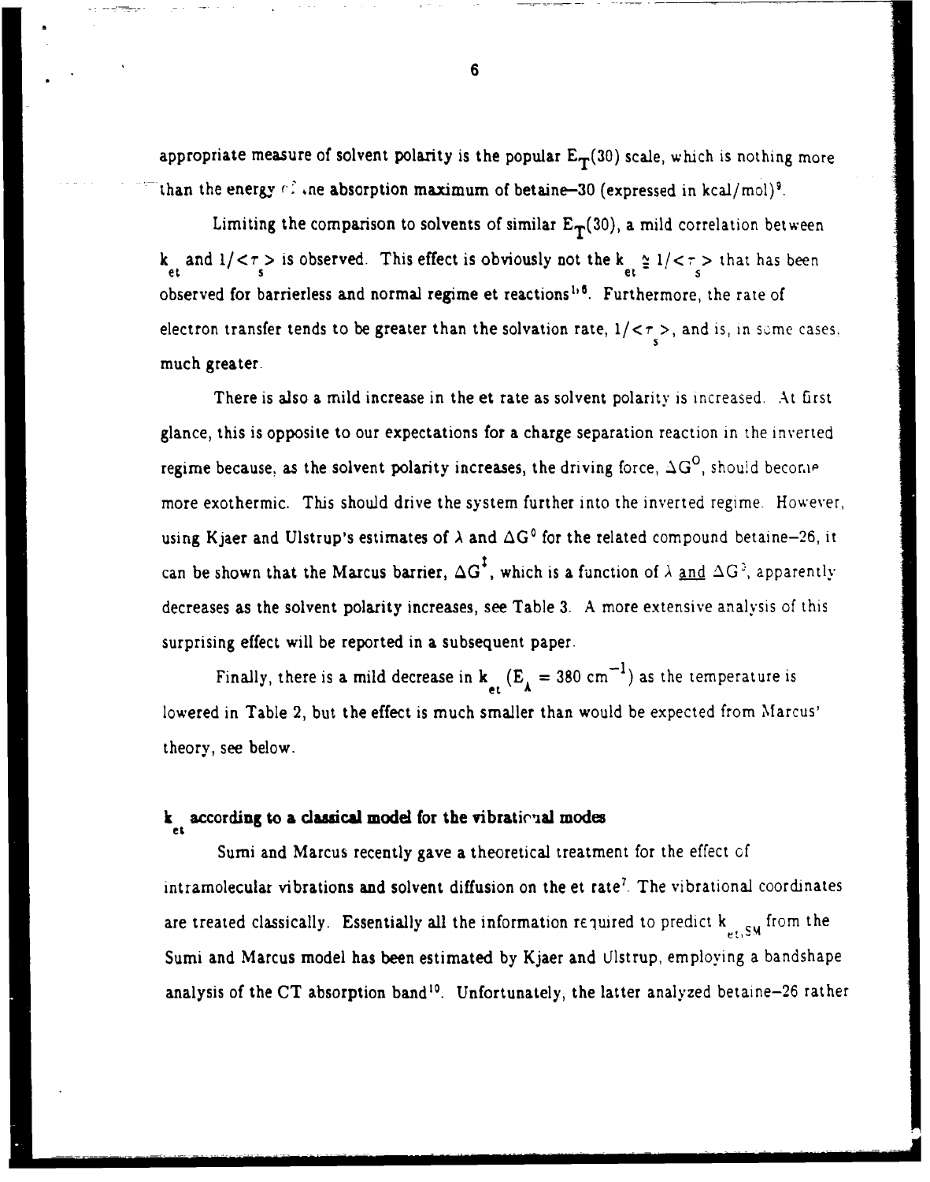appropriate measure of solvent polarity is the popular $E_T(30)$ scale, which is nothing more than the energy of the absorption maximum of betaine–30 (expressed in kcal/mol)[9].

Limiting the comparison to solvents of similar $E_T(30)$, a mild correlation between $k_{et}$ and $1/<\tau_s>$ is observed. This effect is obviously not the $k_{et} \cong 1/<\tau_s>$ that has been observed for barrierless and normal regime et reactions[1-6]. Furthermore, the rate of electron transfer tends to be greater than the solvation rate, $1/<\tau_s>$, and is, in some cases, much greater.

There is also a mild increase in the et rate as solvent polarity is increased. At first glance, this is opposite to our expectations for a charge separation reaction in the inverted regime because, as the solvent polarity increases, the driving force, $\Delta G^O$, should become more exothermic. This should drive the system further into the inverted regime. However, using Kjaer and Ulstrup's estimates of $\lambda$ and $\Delta G^0$ for the related compound betaine–26, it can be shown that the Marcus barrier, $\Delta G^{\ddagger}$, which is a function of $\lambda$ <u>and</u> $\Delta G^0$, apparently decreases as the solvent polarity increases, see Table 3. A more extensive analysis of this surprising effect will be reported in a subsequent paper.

Finally, there is a mild decrease in $k_{et}$ ($E_A$ = 380 $cm^{-1}$) as the temperature is lowered in Table 2, but the effect is much smaller than would be expected from Marcus' theory, see below.

### $k_{et}$ according to a classical model for the vibrational modes

Sumi and Marcus recently gave a theoretical treatment for the effect of intramolecular vibrations and solvent diffusion on the et rate[7]. The vibrational coordinates are treated classically. Essentially all the information required to predict $k_{et,SM}$ from the Sumi and Marcus model has been estimated by Kjaer and Ulstrup, employing a bandshape analysis of the CT absorption band[10]. Unfortunately, the latter analyzed betaine–26 rather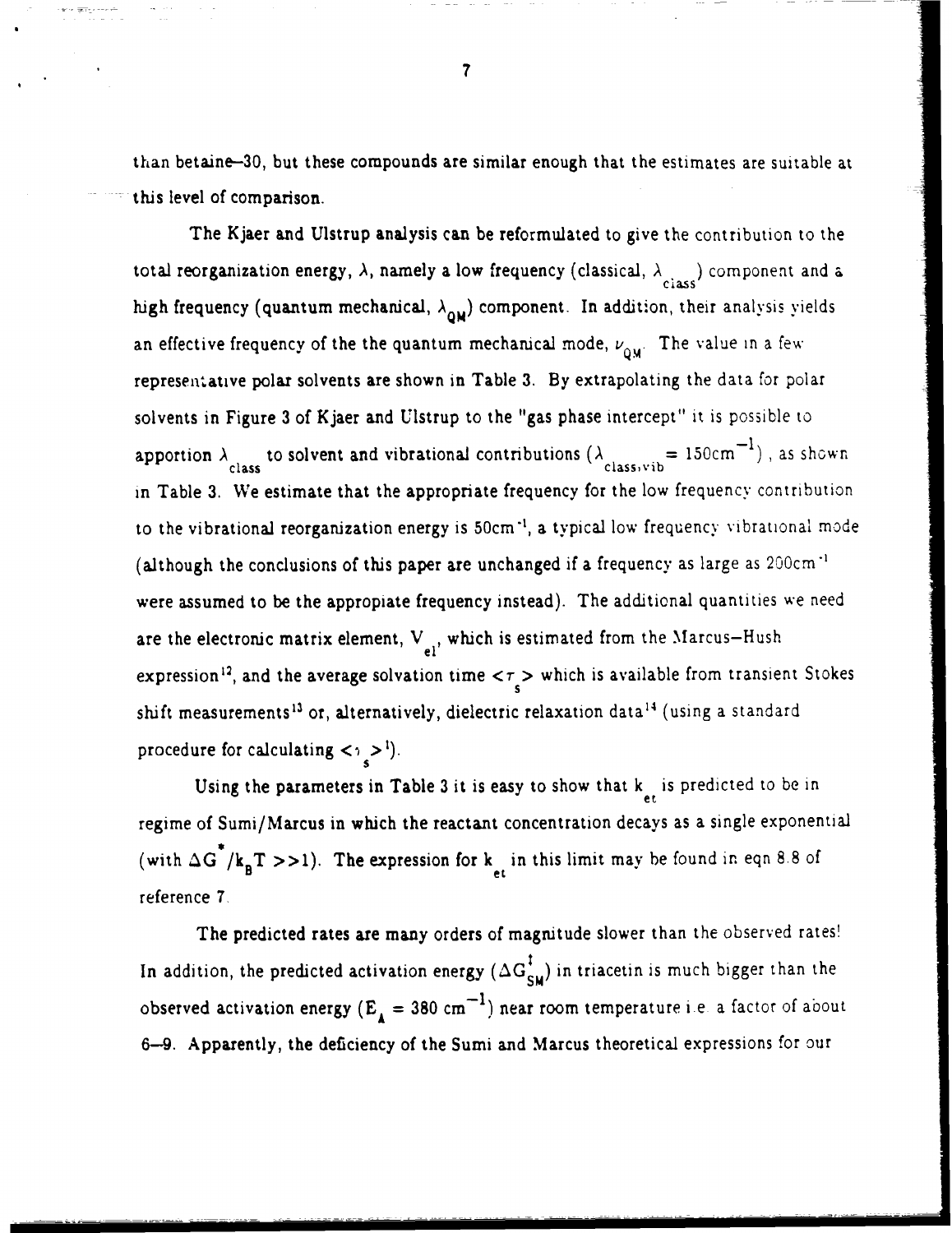than betaine–30, but these compounds are similar enough that the estimates are suitable at this level of comparison.

The Kjaer and Ulstrup analysis can be reformulated to give the contribution to the total reorganization energy, $\lambda$, namely a low frequency (classical, $\lambda_{class}$) component and a high frequency (quantum mechanical, $\lambda_{QM}$) component. In addition, their analysis yields an effective frequency of the the quantum mechanical mode, $\nu_{QM}$. The value in a few representative polar solvents are shown in Table 3. By extrapolating the data for polar solvents in Figure 3 of Kjaer and Ulstrup to the "gas phase intercept" it is possible to apportion $\lambda_{class}$ to solvent and vibrational contributions ($\lambda_{class,vib} = 150\text{cm}^{-1}$), as shown in Table 3. We estimate that the appropriate frequency for the low frequency contribution to the vibrational reorganization energy is 50cm$^{-1}$, a typical low frequency vibrational mode (although the conclusions of this paper are unchanged if a frequency as large as 200cm$^{-1}$ were assumed to be the appropiate frequency instead). The additional quantities we need are the electronic matrix element, $V_{el}$, which is estimated from the Marcus–Hush expression[12], and the average solvation time $<\tau_s>$ which is available from transient Stokes shift measurements[13] or, alternatively, dielectric relaxation data[14] (using a standard procedure for calculating $<\tau_s>^1$).

Using the parameters in Table 3 it is easy to show that $k_{et}$ is predicted to be in regime of Sumi/Marcus in which the reactant concentration decays as a single exponential (with $\Delta G^*/k_BT >> 1$). The expression for $k_{et}$ in this limit may be found in eqn 8.8 of reference 7.

The predicted rates are many orders of magnitude slower than the observed rates! In addition, the predicted activation energy ($\Delta G^{\ddagger}_{SM}$) in triacetin is much bigger than the observed activation energy ($E_A = 380\ \text{cm}^{-1}$) near room temperature i.e. a factor of about 6–9. Apparently, the deficiency of the Sumi and Marcus theoretical expressions for our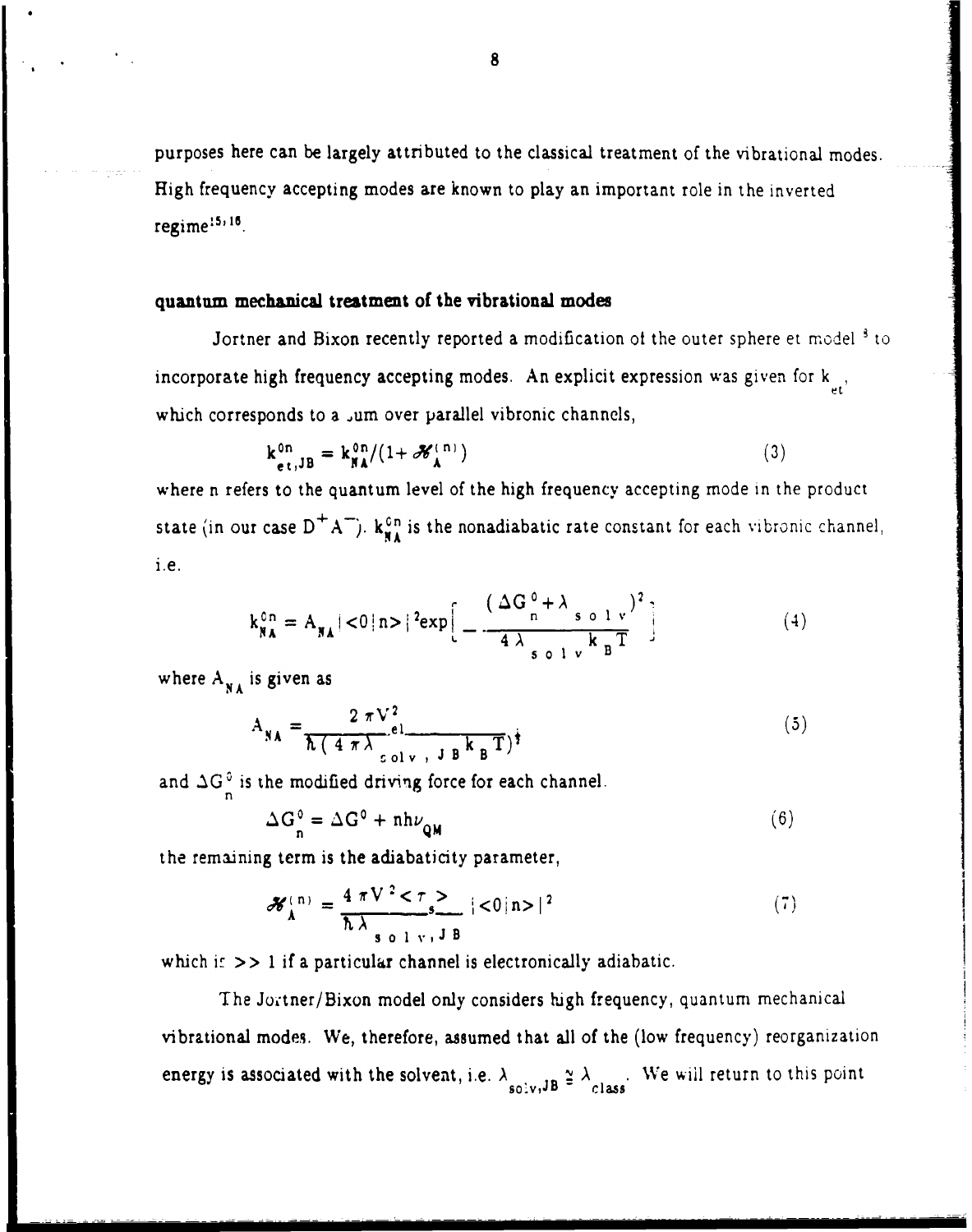purposes here can be largely attributed to the classical treatment of the vibrational modes. High frequency accepting modes are known to play an important role in the inverted regime[15,16].

**quantum mechanical treatment of the vibrational modes**

Jortner and Bixon recently reported a modification of the outer sphere et model [3] to incorporate high frequency accepting modes. An explicit expression was given for $k_{et}$, which corresponds to a sum over parallel vibronic channels,

$$k^{0n}_{et,JB} = k^{0n}_{NA}/(1+\mathscr{H}^{(n)}_{A}) \tag{3}$$

where n refers to the quantum level of the high frequency accepting mode in the product state (in our case $D^+A^-$). $k^{0n}_{NA}$ is the nonadiabatic rate constant for each vibronic channel, i.e.

$$k^{0n}_{NA} = A_{NA}|<0|n>|^2 \exp\left[-\frac{(\Delta G^0_n + \lambda_{solv})^2}{4\lambda_{solv} k_B T}\right] \tag{4}$$

where $A_{NA}$ is given as

$$A_{NA} = \frac{2\pi V^2_{el}}{\hbar(4\pi\lambda_{solv,JB} k_B T)^{\frac{1}{2}}} \tag{5}$$

and $\Delta G^0_n$ is the modified driving force for each channel.

$$\Delta G^0_n = \Delta G^0 + nh\nu_{QM} \tag{6}$$

the remaining term is the adiabaticity parameter,

$$\mathscr{H}^{(n)}_{A} = \frac{4\pi V^2 <\tau>_s}{\hbar\lambda_{solv,JB}} |<0|n>|^2 \tag{7}$$

which is >> 1 if a particular channel is electronically adiabatic.

The Jortner/Bixon model only considers high frequency, quantum mechanical vibrational modes. We, therefore, assumed that all of the (low frequency) reorganization energy is associated with the solvent, i.e. $\lambda_{solv,JB} \cong \lambda_{class}$. We will return to this point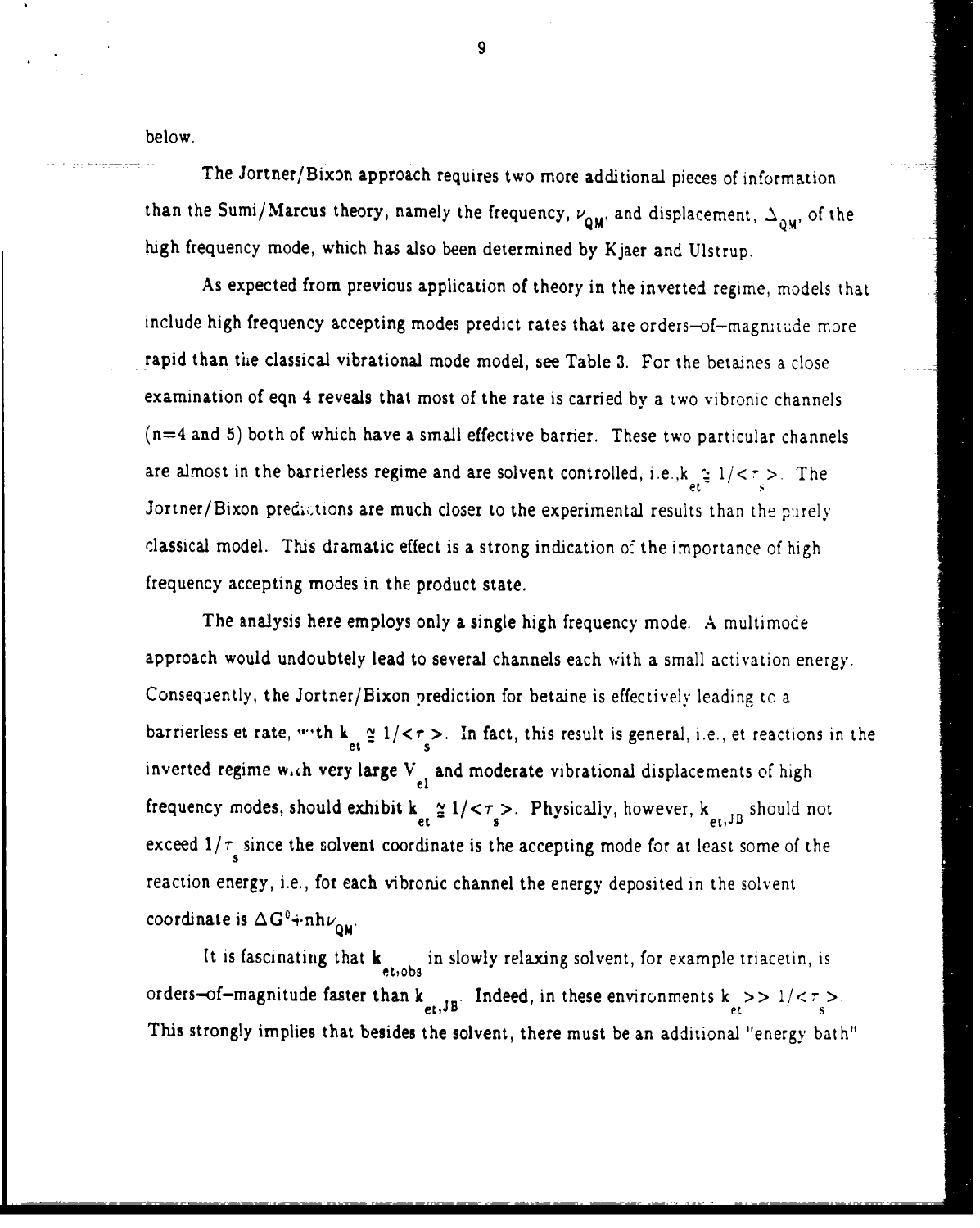below.

The Jortner/Bixon approach requires two more additional pieces of information than the Sumi/Marcus theory, namely the frequency, $\nu_{QM}$, and displacement, $\Delta_{QM}$, of the high frequency mode, which has also been determined by Kjaer and Ulstrup.

As expected from previous application of theory in the inverted regime, models that include high frequency accepting modes predict rates that are orders–of–magnitude more rapid than the classical vibrational mode model, see Table 3. For the betaines a close examination of eqn 4 reveals that most of the rate is carried by a two vibronic channels (n=4 and 5) both of which have a small effective barrier. These two particular channels are almost in the barrierless regime and are solvent controlled, i.e.,$k_{et} \simeq 1/\langle\tau_s\rangle$. The Jortner/Bixon predictions are much closer to the experimental results than the purely classical model. This dramatic effect is a strong indication of the importance of high frequency accepting modes in the product state.

The analysis here employs only a single high frequency mode. A multimode approach would undoubtely lead to several channels each with a small activation energy. Consequently, the Jortner/Bixon prediction for betaine is effectively leading to a barrierless et rate, with $k_{et} \simeq 1/\langle\tau_s\rangle$. In fact, this result is general, i.e., et reactions in the inverted regime with very large $V_{el}$ and moderate vibrational displacements of high frequency modes, should exhibit $k_{et} \simeq 1/\langle\tau_s\rangle$. Physically, however, $k_{et,JB}$ should not exceed $1/\tau_s$ since the solvent coordinate is the accepting mode for at least some of the reaction energy, i.e., for each vibronic channel the energy deposited in the solvent coordinate is $\Delta G^0 + nh\nu_{QM}$.

It is fascinating that $k_{et,obs}$ in slowly relaxing solvent, for example triacetin, is orders–of–magnitude faster than $k_{et,JB}$. Indeed, in these environments $k_{et} >> 1/\langle\tau_s\rangle$. This strongly implies that besides the solvent, there must be an additional "energy bath"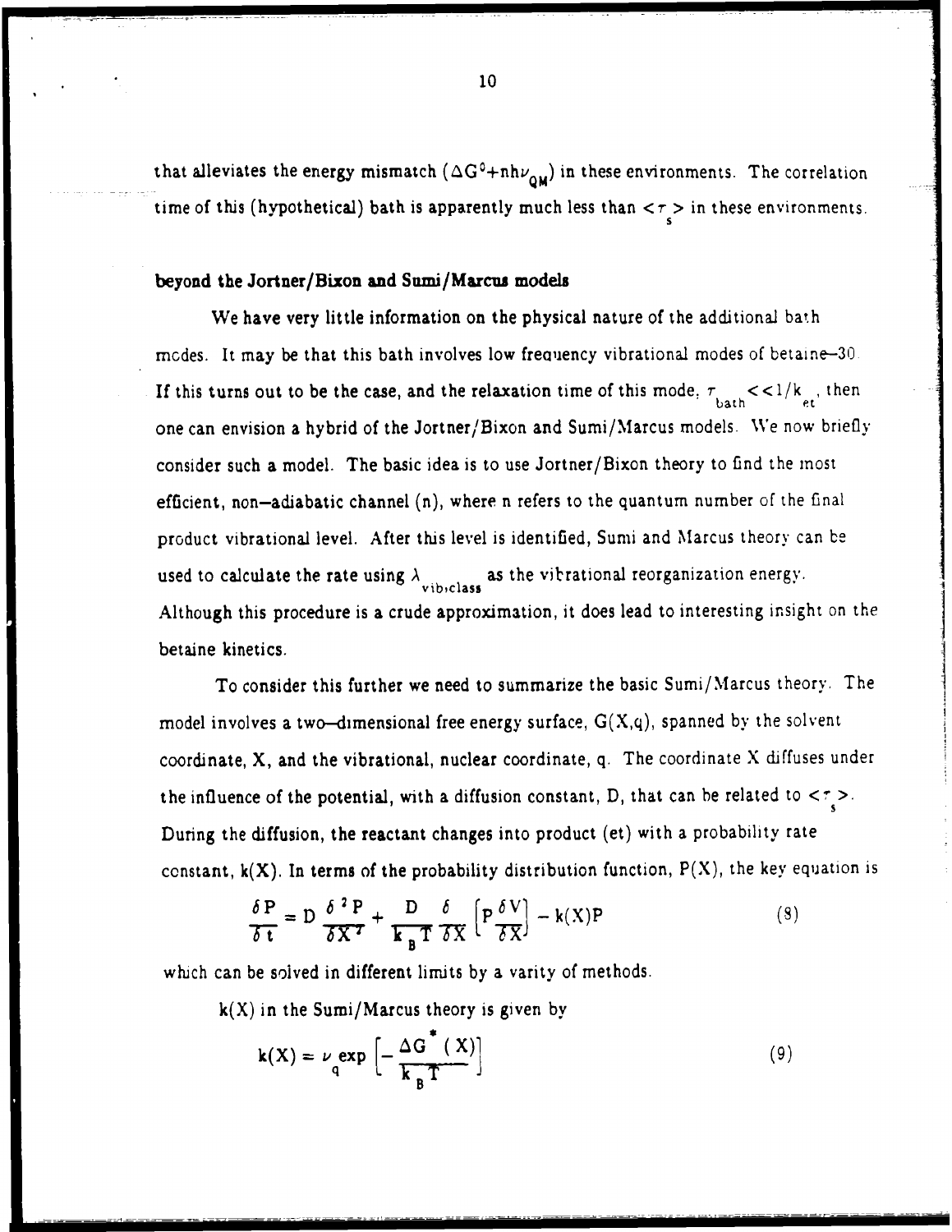that alleviates the energy mismatch ($\Delta G^0 + nh\nu_{QM}$) in these environments. The correlation time of this (hypothetical) bath is apparently much less than $<\tau_s>$ in these environments.

**beyond the Jortner/Bixon and Sumi/Marcus models**

We have very little information on the physical nature of the additional bath modes. It may be that this bath involves low frequency vibrational modes of betaine–30. If this turns out to be the case, and the relaxation time of this mode, $\tau_{bath} << 1/k_{et}$, then one can envision a hybrid of the Jortner/Bixon and Sumi/Marcus models. We now briefly consider such a model. The basic idea is to use Jortner/Bixon theory to find the most efficient, non–adiabatic channel (n), where n refers to the quantum number of the final product vibrational level. After this level is identified, Sumi and Marcus theory can be used to calculate the rate using $\lambda_{vib,class}$ as the vibrational reorganization energy. Although this procedure is a crude approximation, it does lead to interesting insight on the betaine kinetics.

To consider this further we need to summarize the basic Sumi/Marcus theory. The model involves a two–dimensional free energy surface, G(X,q), spanned by the solvent coordinate, X, and the vibrational, nuclear coordinate, q. The coordinate X diffuses under the influence of the potential, with a diffusion constant, D, that can be related to $<\tau_s>$. During the diffusion, the reactant changes into product (et) with a probability rate constant, k(X). In terms of the probability distribution function, P(X), the key equation is

$$\frac{\delta P}{\delta t} = D\frac{\delta^2 P}{\delta X^2} + \frac{D}{k_B T}\frac{\delta}{\delta X}\left[P\frac{\delta V}{\delta X}\right] - k(X)P \qquad (8)$$

which can be solved in different limits by a varity of methods.

k(X) in the Sumi/Marcus theory is given by

$$k(X) = \nu_q \exp\left[-\frac{\Delta G^*(X)}{k_B T}\right] \qquad (9)$$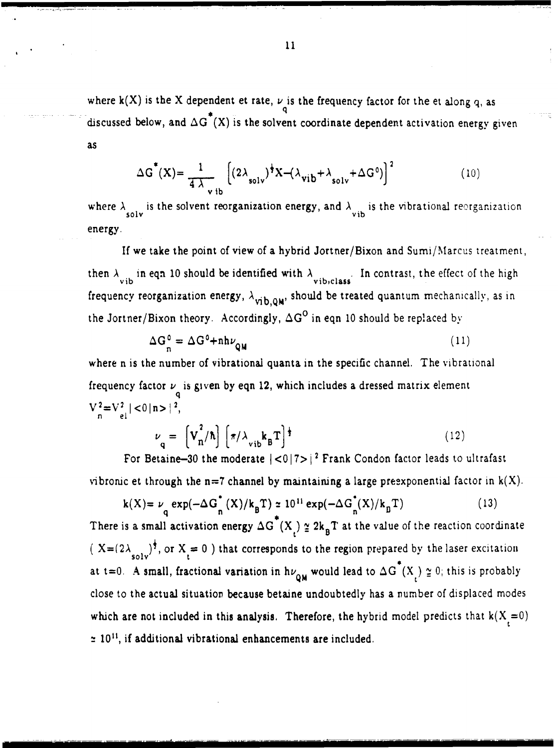where $k(X)$ is the X dependent et rate, $\nu_q$ is the frequency factor for the et along q, as discussed below, and $\Delta G^*(X)$ is the solvent coordinate dependent activation energy given as

$$\Delta G^*(X) = \frac{1}{4\lambda_{vib}} \left[(2\lambda_{solv})^{\frac{1}{2}}X - (\lambda_{vib} + \lambda_{solv} + \Delta G^0)\right]^2 \tag{10}$$

where $\lambda_{solv}$ is the solvent reorganization energy, and $\lambda_{vib}$ is the vibrational reorganization energy.

If we take the point of view of a hybrid Jortner/Bixon and Sumi/Marcus treatment, then $\lambda_{vib}$ in eqn 10 should be identified with $\lambda_{vib,class}$. In contrast, the effect of the high frequency reorganization energy, $\lambda_{vib,QM}$, should be treated quantum mechanically, as in the Jortner/Bixon theory. Accordingly, $\Delta G^0$ in eqn 10 should be replaced by

$$\Delta G_n^0 = \Delta G^0 + nh\nu_{QM} \tag{11}$$

where n is the number of vibrational quanta in the specific channel. The vibrational frequency factor $\nu_q$ is given by eqn 12, which includes a dressed matrix element $V_n^2 = V_{el}^2 |<0|n>|^2$,

$$\nu_q = \left[V_n^2/\hbar\right]\left[\pi/\lambda_{vib}k_BT\right]^{\frac{1}{2}} \tag{12}$$

For Betaine–30 the moderate $|<0|7>|^2$ Frank Condon factor leads to ultrafast vibronic et through the n=7 channel by maintaining a large preexponential factor in $k(X)$.

$$k(X) = \nu_q \exp(-\Delta G_n^*(X)/k_BT) \simeq 10^{11} \exp(-\Delta G_n^*(X)/k_BT) \tag{13}$$

There is a small activation energy $\Delta G^*(X_t) \cong 2k_BT$ at the value of the reaction coordinate ( $X=(2\lambda_{solv})^{\frac{1}{2}}$, or $X_t = 0$ ) that corresponds to the region prepared by the laser excitation at t=0. A small, fractional variation in $h\nu_{QM}$ would lead to $\Delta G^*(X_t) \cong 0$; this is probably close to the actual situation because betaine undoubtedly has a number of displaced modes which are not included in this analysis. Therefore, the hybrid model predicts that $k(X_t=0) \simeq 10^{11}$, if additional vibrational enhancements are included.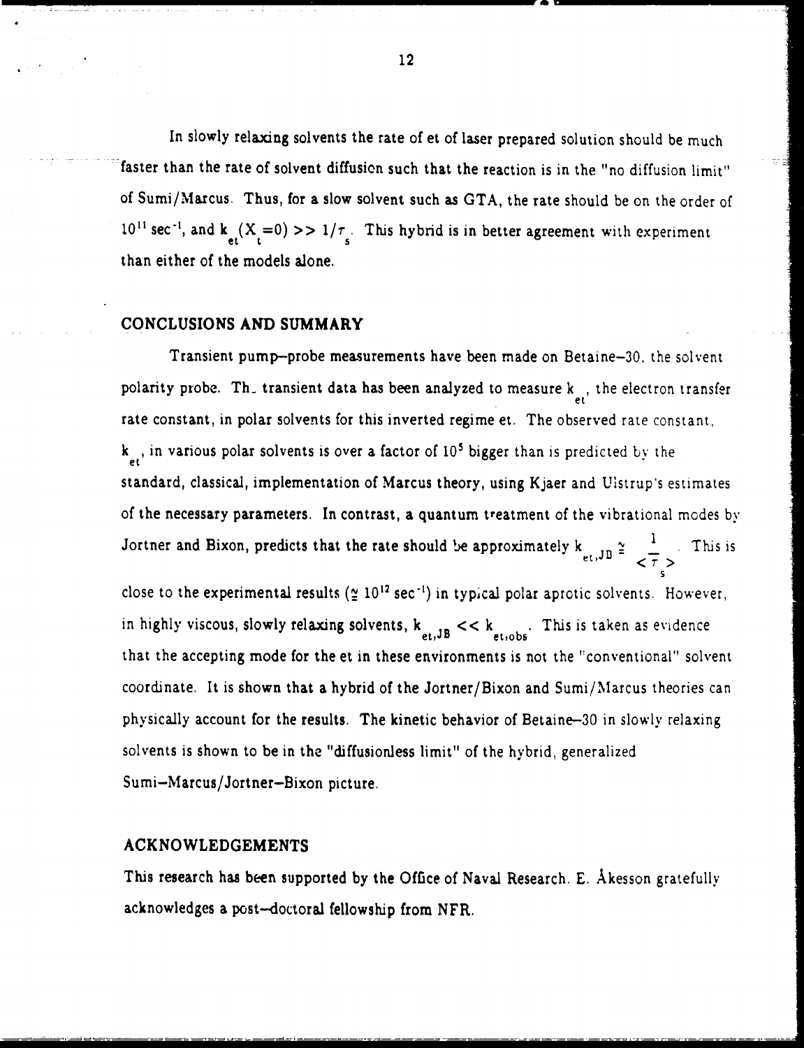In slowly relaxing solvents the rate of et of laser prepared solution should be much faster than the rate of solvent diffusion such that the reaction is in the "no diffusion limit" of Sumi/Marcus. Thus, for a slow solvent such as GTA, the rate should be on the order of $10^{11}$ sec$^{-1}$, and $k_{et}(X_t=0) >> 1/\tau_s$. This hybrid is in better agreement with experiment than either of the models alone.

## CONCLUSIONS AND SUMMARY

Transient pump–probe measurements have been made on Betaine–30, the solvent polarity probe. Th_ transient data has been analyzed to measure $k_{et}$, the electron transfer rate constant, in polar solvents for this inverted regime et. The observed rate constant, $k_{et}$, in various polar solvents is over a factor of $10^5$ bigger than is predicted by the standard, classical, implementation of Marcus theory, using Kjaer and Ulstrup's estimates of the necessary parameters. In contrast, a quantum treatment of the vibrational modes by Jortner and Bixon, predicts that the rate should be approximately $k_{et,JB} \cong \frac{1}{<\tau_s>}$. This is close to the experimental results ($\cong 10^{12}$ sec$^{-1}$) in typical polar aprotic solvents. However, in highly viscous, slowly relaxing solvents, $k_{et,JB} << k_{et,obs}$. This is taken as evidence that the accepting mode for the et in these environments is not the "conventional" solvent coordinate. It is shown that a hybrid of the Jortner/Bixon and Sumi/Marcus theories can physically account for the results. The kinetic behavior of Betaine–30 in slowly relaxing solvents is shown to be in the "diffusionless limit" of the hybrid, generalized Sumi–Marcus/Jortner–Bixon picture.

## ACKNOWLEDGEMENTS

This research has been supported by the Office of Naval Research. E. Åkesson gratefully acknowledges a post–doctoral fellowship from NFR.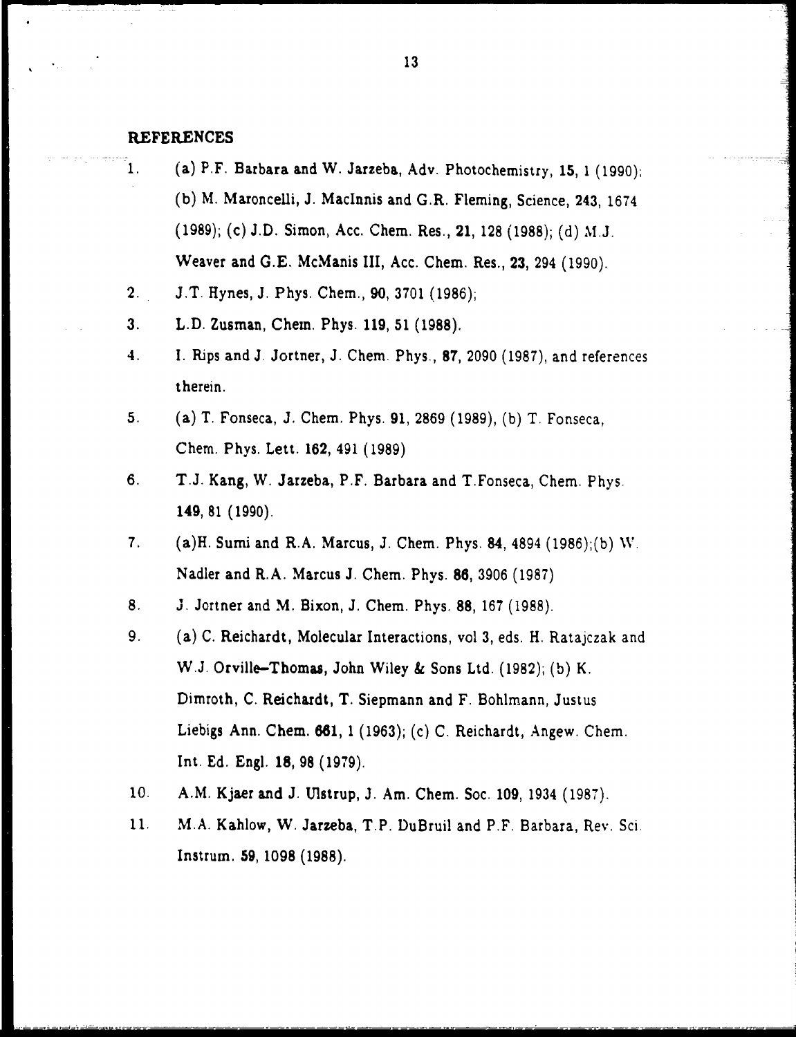## REFERENCES

1. (a) P.F. Barbara and W. Jarzeba, Adv. Photochemistry, **15**, 1 (1990); (b) M. Maroncelli, J. MacInnis and G.R. Fleming, Science, **243**, 1674 (1989); (c) J.D. Simon, Acc. Chem. Res., **21**, 128 (1988); (d) M.J. Weaver and G.E. McManis III, Acc. Chem. Res., **23**, 294 (1990).
2. J.T. Hynes, J. Phys. Chem., **90**, 3701 (1986);
3. L.D. Zusman, Chem. Phys. **119**, 51 (1988).
4. I. Rips and J. Jortner, J. Chem. Phys., **87**, 2090 (1987), and references therein.
5. (a) T. Fonseca, J. Chem. Phys. **91**, 2869 (1989), (b) T. Fonseca, Chem. Phys. Lett. **162**, 491 (1989)
6. T.J. Kang, W. Jarzeba, P.F. Barbara and T.Fonseca, Chem. Phys. **149**, 81 (1990).
7. (a)H. Sumi and R.A. Marcus, J. Chem. Phys. **84**, 4894 (1986);(b) W. Nadler and R.A. Marcus J. Chem. Phys. **86**, 3906 (1987)
8. J. Jortner and M. Bixon, J. Chem. Phys. **88**, 167 (1988).
9. (a) C. Reichardt, Molecular Interactions, vol 3, eds. H. Ratajczak and W.J. Orville–Thomas, John Wiley & Sons Ltd. (1982); (b) K. Dimroth, C. Reichardt, T. Siepmann and F. Bohlmann, Justus Liebigs Ann. Chem. **661**, 1 (1963); (c) C. Reichardt, Angew. Chem. Int. Ed. Engl. **18**, 98 (1979).
10. A.M. Kjaer and J. Ulstrup, J. Am. Chem. Soc. **109**, 1934 (1987).
11. M.A. Kahlow, W. Jarzeba, T.P. DuBruil and P.F. Barbara, Rev. Sci. Instrum. **59**, 1098 (1988).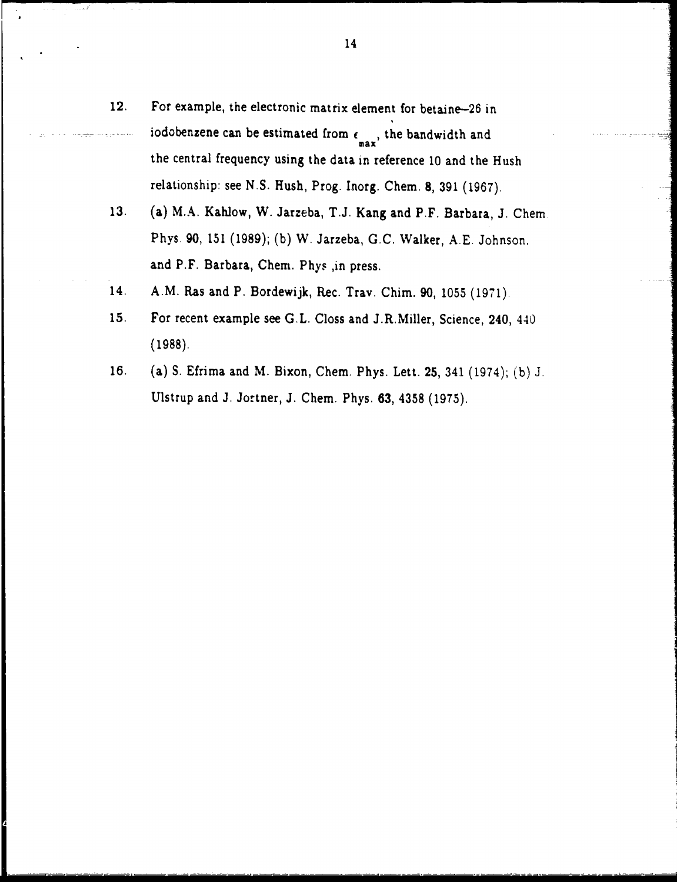12. For example, the electronic matrix element for betaine–26 in iodobenzene can be estimated from $\epsilon_{max}$, the bandwidth and the central frequency using the data in reference 10 and the Hush relationship: see N.S. Hush, Prog. Inorg. Chem. **8**, 391 (1967).

13. (a) M.A. Kahlow, W. Jarzeba, T.J. Kang and P.F. Barbara, J. Chem. Phys. **90**, 151 (1989); (b) W. Jarzeba, G.C. Walker, A.E. Johnson, and P.F. Barbara, Chem. Phys ,in press.

14. A.M. Ras and P. Bordewijk, Rec. Trav. Chim. **90**, 1055 (1971).

15. For recent example see G.L. Closs and J.R.Miller, Science, **240**, 440 (1988).

16. (a) S. Efrima and M. Bixon, Chem. Phys. Lett. **25**, 341 (1974); (b) J. Ulstrup and J. Jortner, J. Chem. Phys. **63**, 4358 (1975).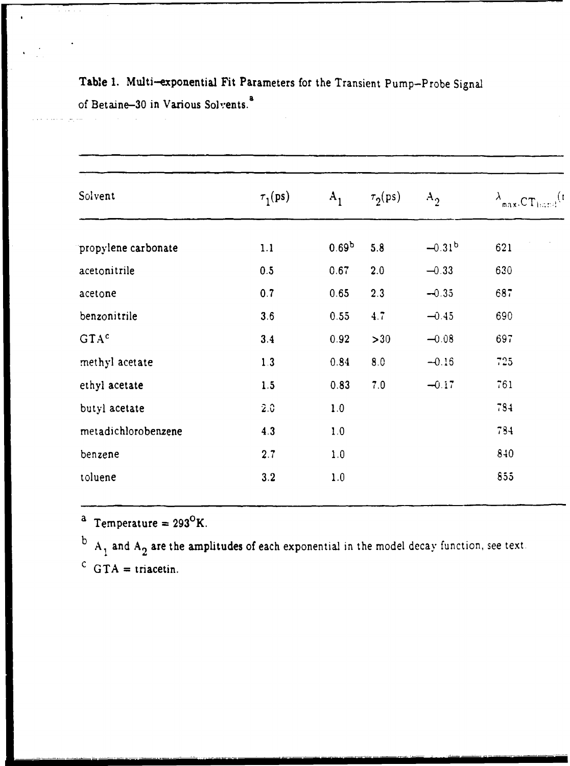**Table 1.** Multi–exponential Fit Parameters for the Transient Pump–Probe Signal of Betaine–30 in Various Solvents.[a]

| Solvent | $\tau_1$(ps) | $A_1$ | $\tau_2$(ps) | $A_2$ | $\lambda_{max}$,CT$_{band}$(r |
|---|---|---|---|---|---|
| propylene carbonate | 1.1 | 0.69[b] | 5.8 | –0.31[b] | 621 |
| acetonitrile | 0.5 | 0.67 | 2.0 | –0.33 | 630 |
| acetone | 0.7 | 0.65 | 2.3 | –0.35 | 687 |
| benzonitrile | 3.6 | 0.55 | 4.7 | –0.45 | 690 |
| GTA[c] | 3.4 | 0.92 | >30 | –0.08 | 697 |
| methyl acetate | 1.3 | 0.84 | 8.0 | –0.16 | 725 |
| ethyl acetate | 1.5 | 0.83 | 7.0 | –0.17 | 761 |
| butyl acetate | 2.0 | 1.0 | | | 784 |
| metadichlorobenzene | 4.3 | 1.0 | | | 784 |
| benzene | 2.7 | 1.0 | | | 840 |
| toluene | 3.2 | 1.0 | | | 855 |

[a] Temperature = 293°K.

[b] $A_1$ and $A_2$ are the amplitudes of each exponential in the model decay function, see text.

[c] GTA = triacetin.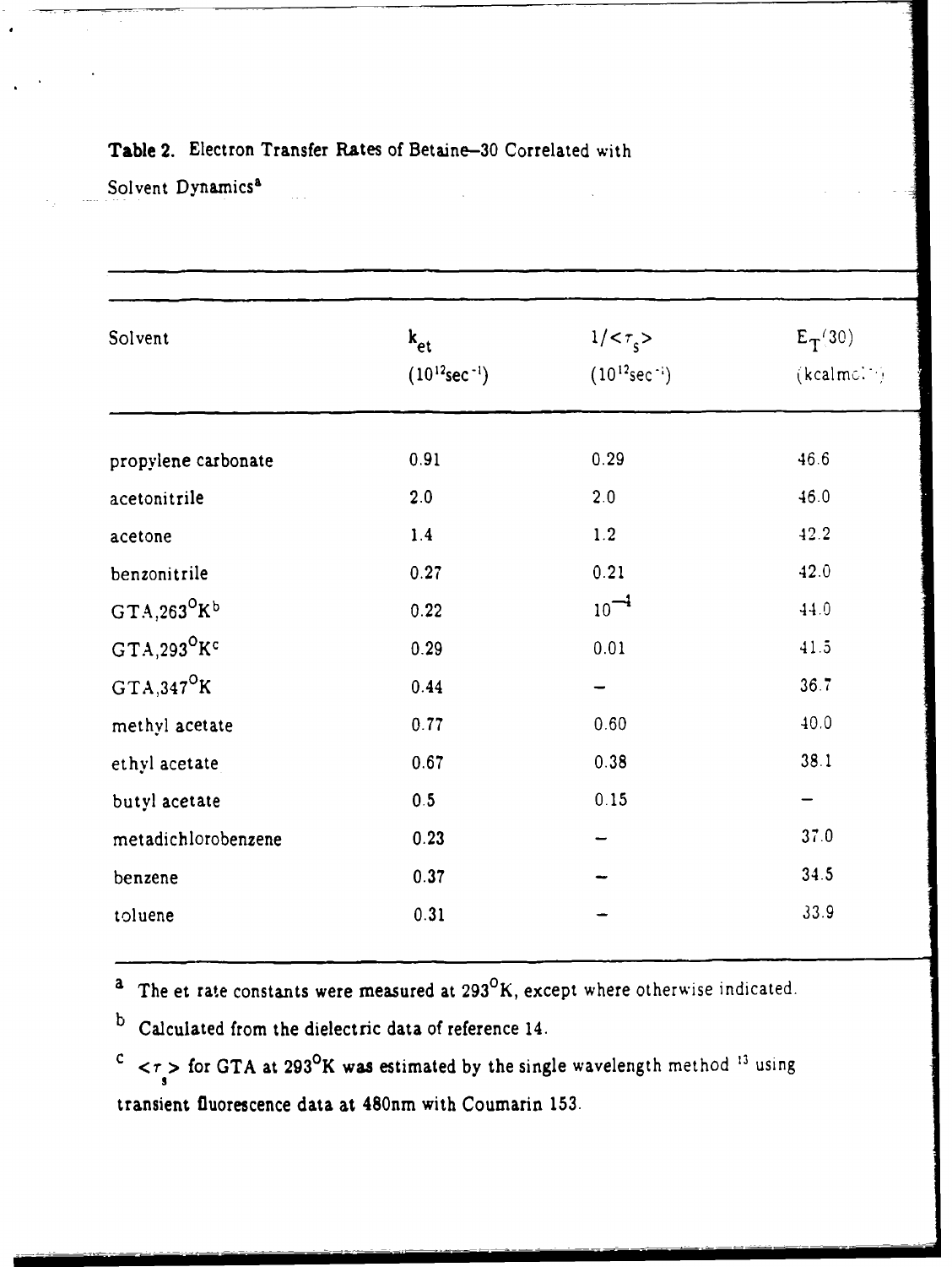**Table 2.** Electron Transfer Rates of Betaine–30 Correlated with Solvent Dynamics[a]

| Solvent | $k_{et}$ ($10^{12}$sec$^{-1}$) | $1/<\tau_s>$ ($10^{12}$sec$^{-1}$) | $E_T(30)$ (kcalmol$^{-1}$) |
|---|---|---|---|
| propylene carbonate | 0.91 | 0.29 | 46.6 |
| acetonitrile | 2.0 | 2.0 | 46.0 |
| acetone | 1.4 | 1.2 | 42.2 |
| benzonitrile | 0.27 | 0.21 | 42.0 |
| GTA,263$^{O}$K[b] | 0.22 | $10^{-4}$ | 44.0 |
| GTA,293$^{O}$K[c] | 0.29 | 0.01 | 41.5 |
| GTA,347$^{O}$K | 0.44 | – | 36.7 |
| methyl acetate | 0.77 | 0.60 | 40.0 |
| ethyl acetate | 0.67 | 0.38 | 38.1 |
| butyl acetate | 0.5 | 0.15 | – |
| metadichlorobenzene | 0.23 | – | 37.0 |
| benzene | 0.37 | – | 34.5 |
| toluene | 0.31 | – | 33.9 |

[a] The et rate constants were measured at 293$^{O}$K, except where otherwise indicated.

[b] Calculated from the dielectric data of reference 14.

[c] $<\tau_s>$ for GTA at 293$^{O}$K was estimated by the single wavelength method [13] using transient fluorescence data at 480nm with Coumarin 153.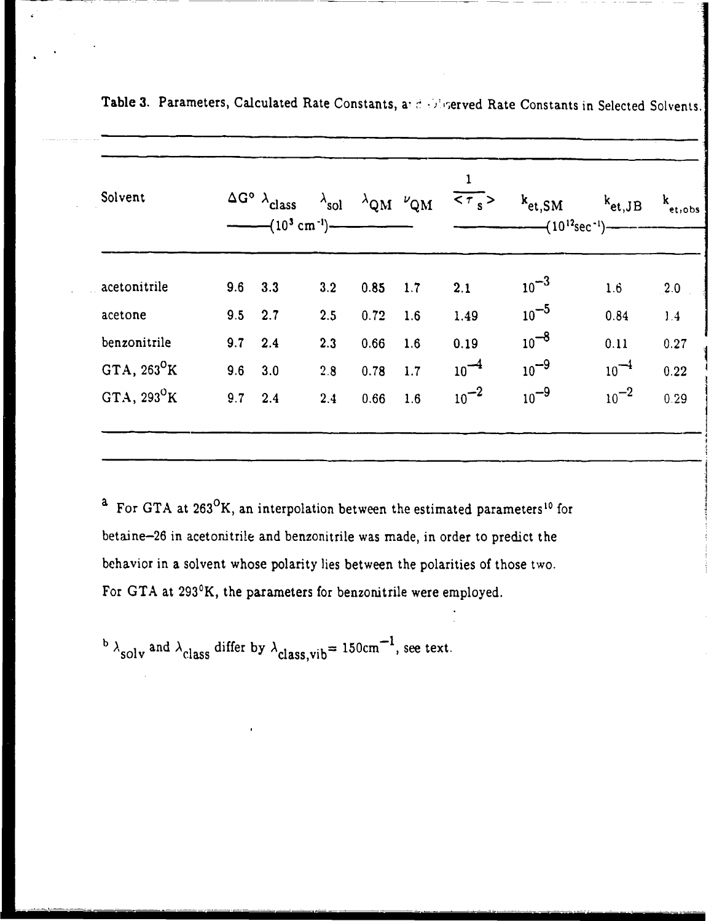Table 3. Parameters, Calculated Rate Constants, and Observed Rate Constants in Selected Solvents.

| Solvent | $\Delta G^o$ | $\lambda_{class}$ | $\lambda_{sol}$ | $\lambda_{QM}$ | $\nu_{QM}$ | $\frac{1}{\langle \tau_s \rangle}$ | $k_{et,SM}$ | $k_{et,JB}$ | $k_{et,obs}$ |
|---|---|---|---|---|---|---|---|---|---|
| | $(10^3\ cm^{-1})$ | | | | | $(10^{12} sec^{-1})$ | | | |
| acetonitrile | 9.6 | 3.3 | 3.2 | 0.85 | 1.7 | 2.1 | $10^{-3}$ | 1.6 | 2.0 |
| acetone | 9.5 | 2.7 | 2.5 | 0.72 | 1.6 | 1.49 | $10^{-5}$ | 0.84 | 1.4 |
| benzonitrile | 9.7 | 2.4 | 2.3 | 0.66 | 1.6 | 0.19 | $10^{-8}$ | 0.11 | 0.27 |
| GTA, 263°K | 9.6 | 3.0 | 2.8 | 0.78 | 1.7 | $10^{-4}$ | $10^{-9}$ | $10^{-4}$ | 0.22 |
| GTA, 293°K | 9.7 | 2.4 | 2.4 | 0.66 | 1.6 | $10^{-2}$ | $10^{-9}$ | $10^{-2}$ | 0.29 |

[a] For GTA at 263°K, an interpolation between the estimated parameters[10] for betaine–26 in acetonitrile and benzonitrile was made, in order to predict the behavior in a solvent whose polarity lies between the polarities of those two. For GTA at 293°K, the parameters for benzonitrile were employed.

[b] $\lambda_{solv}$ and $\lambda_{class}$ differ by $\lambda_{class,vib} = 150 cm^{-1}$, see text.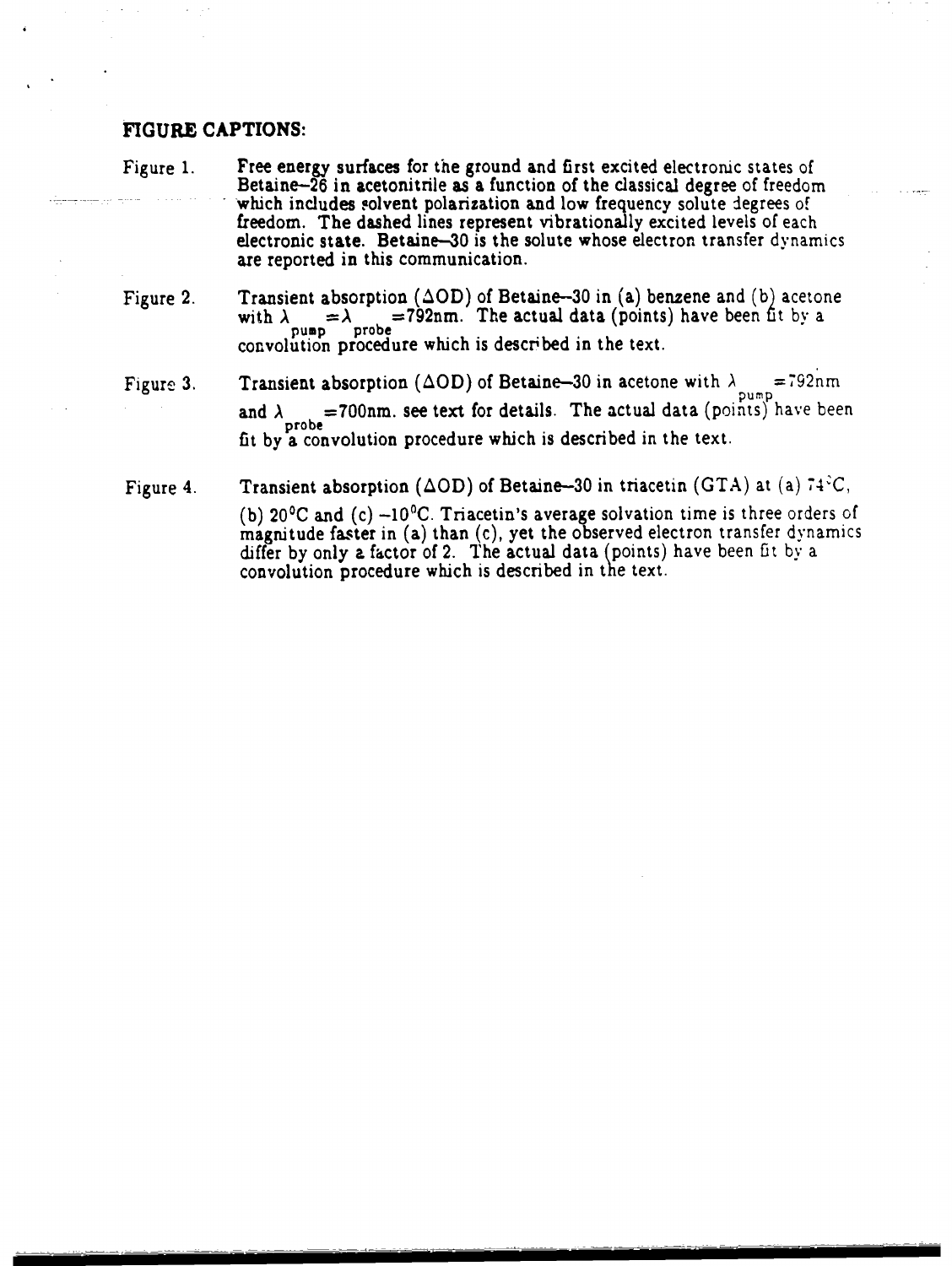**FIGURE CAPTIONS:**

Figure 1. Free energy surfaces for the ground and first excited electronic states of Betaine–26 in acetonitrile as a function of the classical degree of freedom which includes solvent polarization and low frequency solute degrees of freedom. The dashed lines represent vibrationally excited levels of each electronic state. Betaine–30 is the solute whose electron transfer dynamics are reported in this communication.

Figure 2. Transient absorption ($\Delta$OD) of Betaine–30 in (a) benzene and (b) acetone with $\lambda_{pump} = \lambda_{probe}$ =792nm. The actual data (points) have been fit by a convolution procedure which is described in the text.

Figure 3. Transient absorption ($\Delta$OD) of Betaine–30 in acetone with $\lambda_{pump}$ =792nm and $\lambda_{probe}$ =700nm. see text for details. The actual data (points) have been fit by a convolution procedure which is described in the text.

Figure 4. Transient absorption ($\Delta$OD) of Betaine–30 in triacetin (GTA) at (a) 74°C, (b) 20°C and (c) −10°C. Triacetin's average solvation time is three orders of magnitude faster in (a) than (c), yet the observed electron transfer dynamics differ by only a factor of 2. The actual data (points) have been fit by a convolution procedure which is described in the text.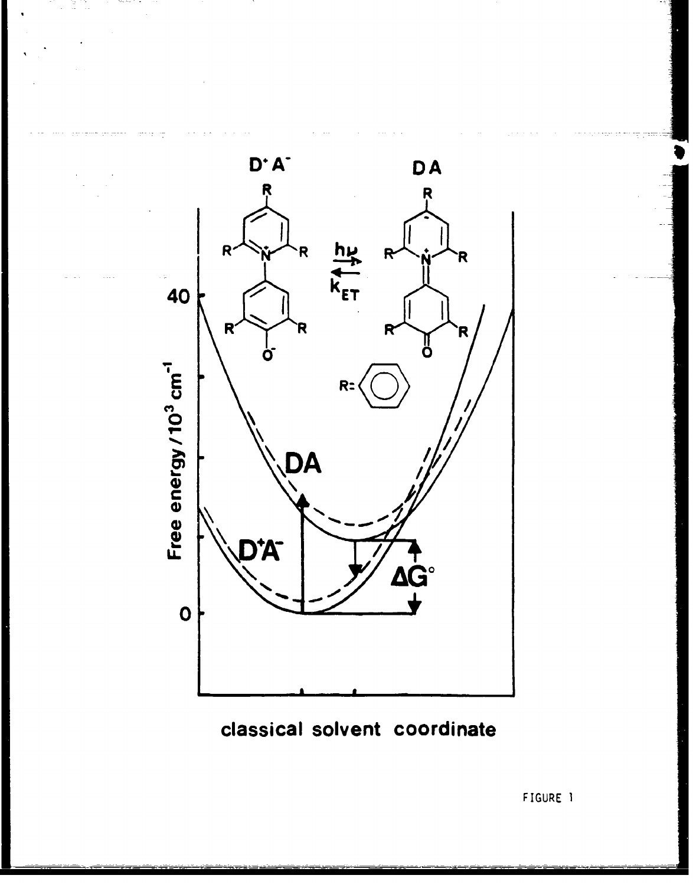FIGURE 1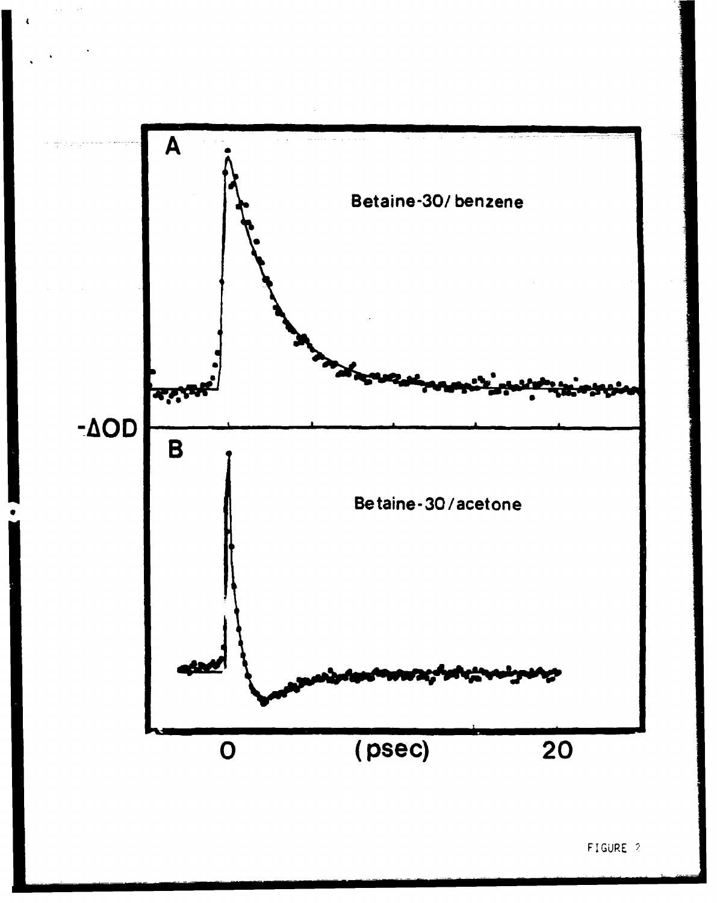A

Betaine-30/ benzene

-ΔOD

B

Betaine-30/acetone

0 (psec) 20

FIGURE 2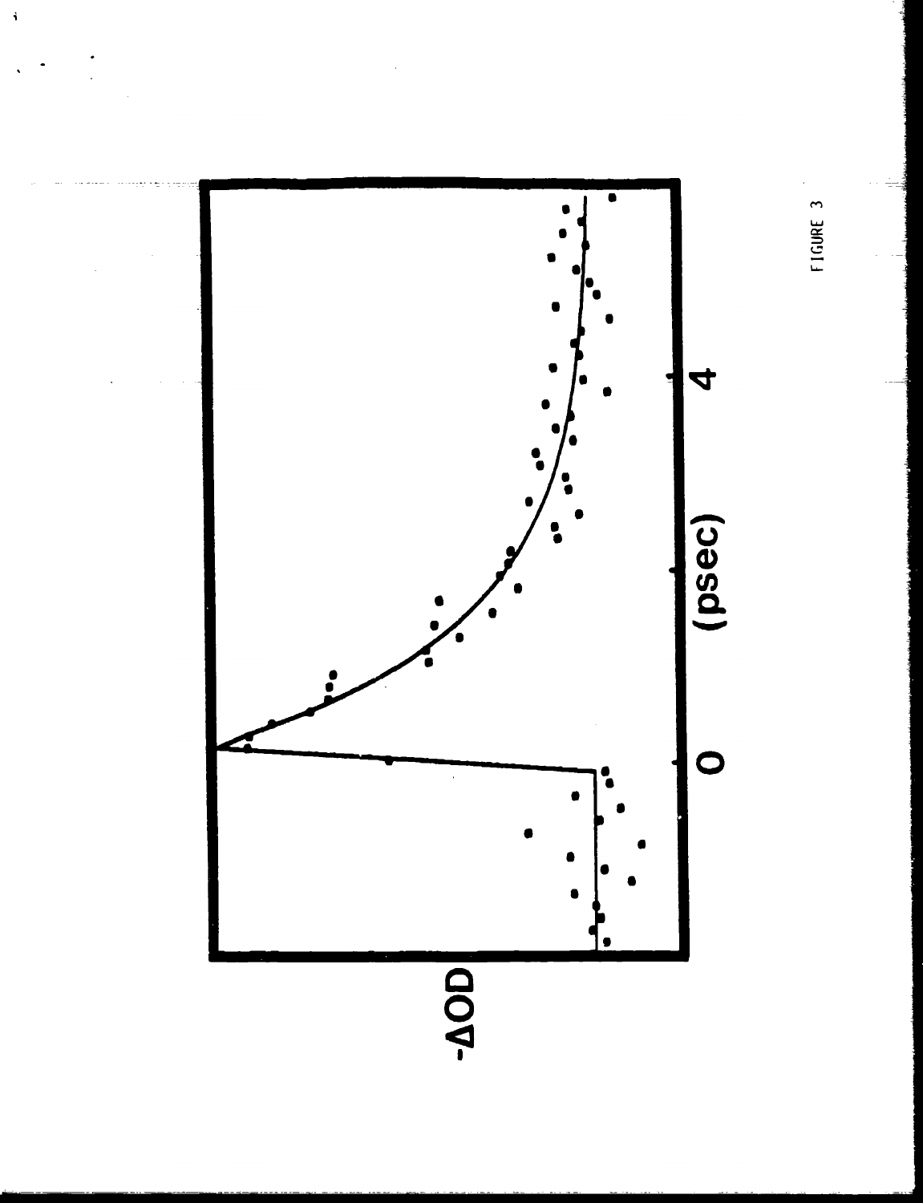FIGURE 3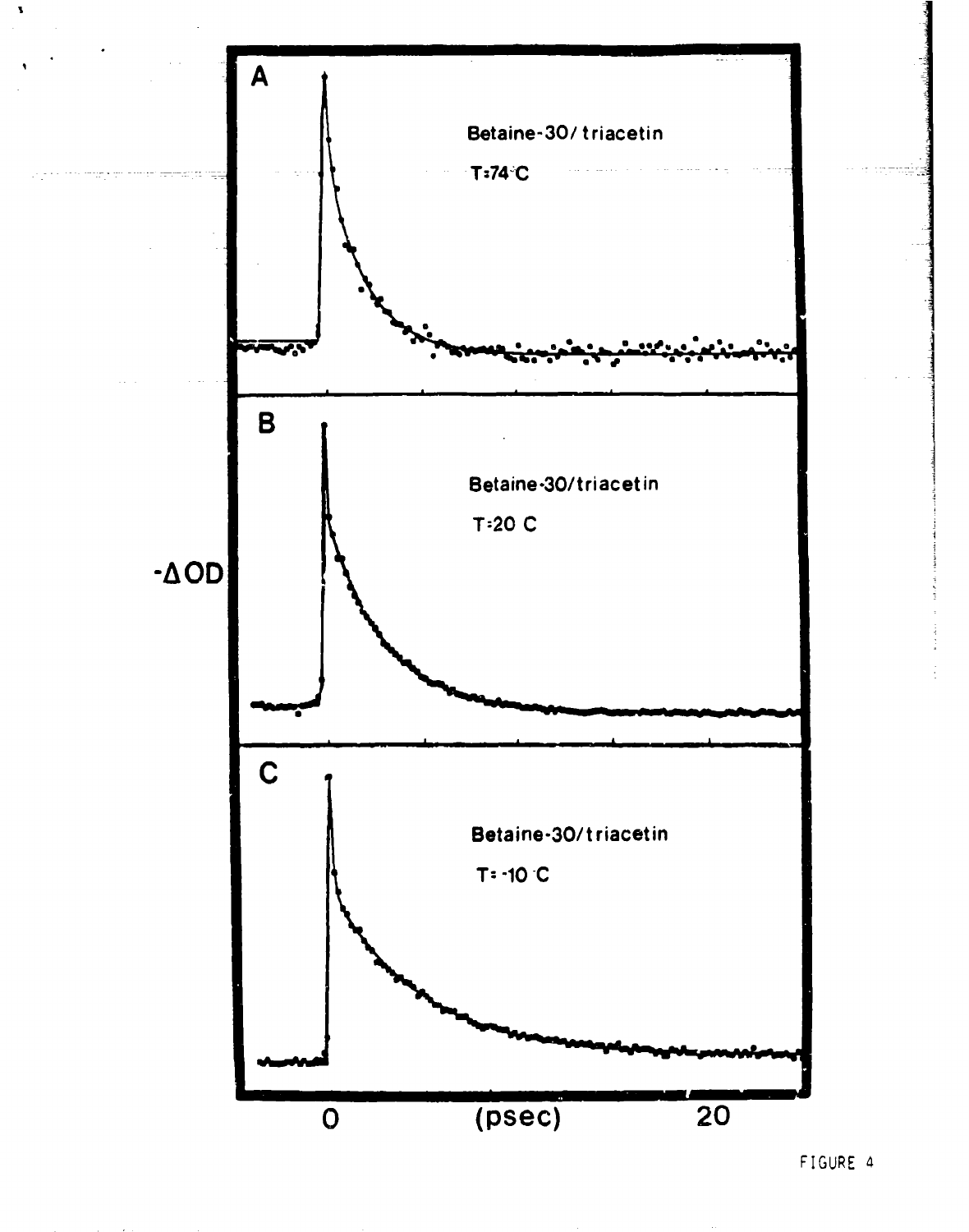A

Betaine-30/triacetin

T:74 C

B

Betaine-30/triacetin

T:20 C

-ΔOD

C

Betaine-30/triacetin

T: -10 C

0 (psec) 20

FIGURE 4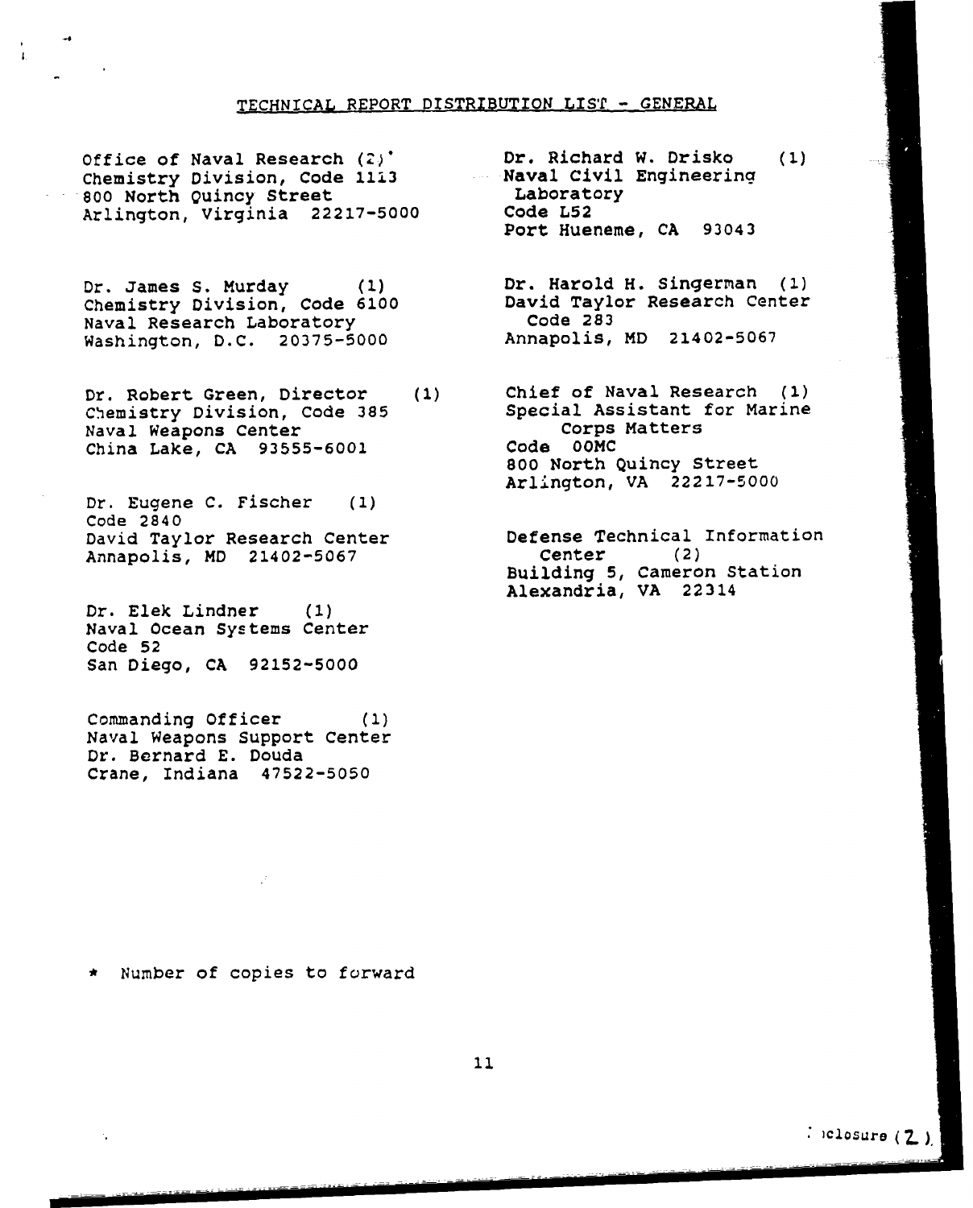## TECHNICAL REPORT DISTRIBUTION LIST - GENERAL

Office of Naval Research (2)*
Chemistry Division, Code 1113
800 North Quincy Street
Arlington, Virginia 22217-5000

Dr. James S. Murday (1)
Chemistry Division, Code 6100
Naval Research Laboratory
Washington, D.C. 20375-5000

Dr. Robert Green, Director (1)
Chemistry Division, Code 385
Naval Weapons Center
China Lake, CA 93555-6001

Dr. Eugene C. Fischer (1)
Code 2840
David Taylor Research Center
Annapolis, MD 21402-5067

Dr. Elek Lindner (1)
Naval Ocean Systems Center
Code 52
San Diego, CA 92152-5000

Commanding Officer (1)
Naval Weapons Support Center
Dr. Bernard E. Douda
Crane, Indiana 47522-5050

Dr. Richard W. Drisko (1)
Naval Civil Engineering
Laboratory
Code L52
Port Hueneme, CA 93043

Dr. Harold H. Singerman (1)
David Taylor Research Center
Code 283
Annapolis, MD 21402-5067

Chief of Naval Research (1)
Special Assistant for Marine
Corps Matters
Code 00MC
800 North Quincy Street
Arlington, VA 22217-5000

Defense Technical Information
Center (2)
Building 5, Cameron Station
Alexandria, VA 22314

\* Number of copies to forward

Enclosure (2)